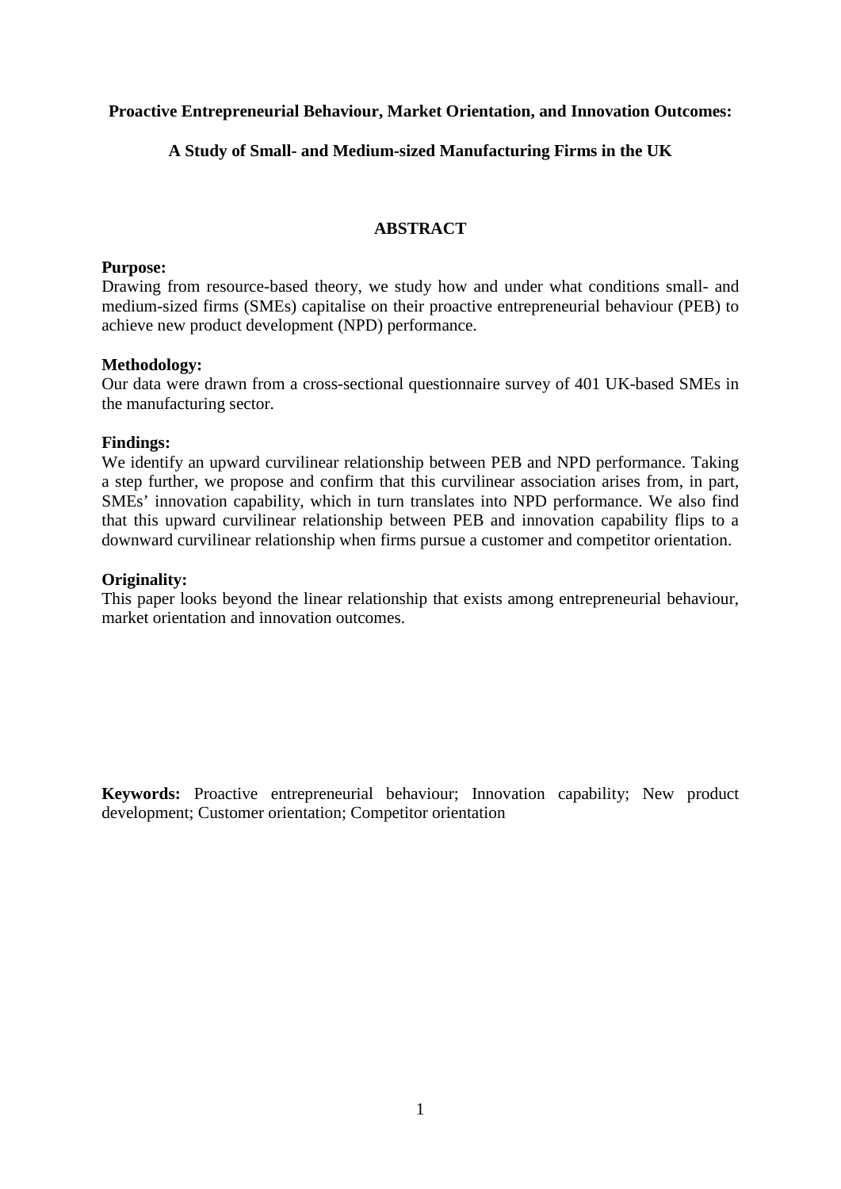# Proactive Entrepreneurial Behaviour, Market Orientation, and Innovation Outcomes:

## A Study of Small- and Medium-sized Manufacturing Firms in the UK

### ABSTRACT

**Purpose:**
Drawing from resource-based theory, we study how and under what conditions small- and medium-sized firms (SMEs) capitalise on their proactive entrepreneurial behaviour (PEB) to achieve new product development (NPD) performance.

**Methodology:**
Our data were drawn from a cross-sectional questionnaire survey of 401 UK-based SMEs in the manufacturing sector.

**Findings:**
We identify an upward curvilinear relationship between PEB and NPD performance. Taking a step further, we propose and confirm that this curvilinear association arises from, in part, SMEs' innovation capability, which in turn translates into NPD performance. We also find that this upward curvilinear relationship between PEB and innovation capability flips to a downward curvilinear relationship when firms pursue a customer and competitor orientation.

**Originality:**
This paper looks beyond the linear relationship that exists among entrepreneurial behaviour, market orientation and innovation outcomes.

**Keywords:** Proactive entrepreneurial behaviour; Innovation capability; New product development; Customer orientation; Competitor orientation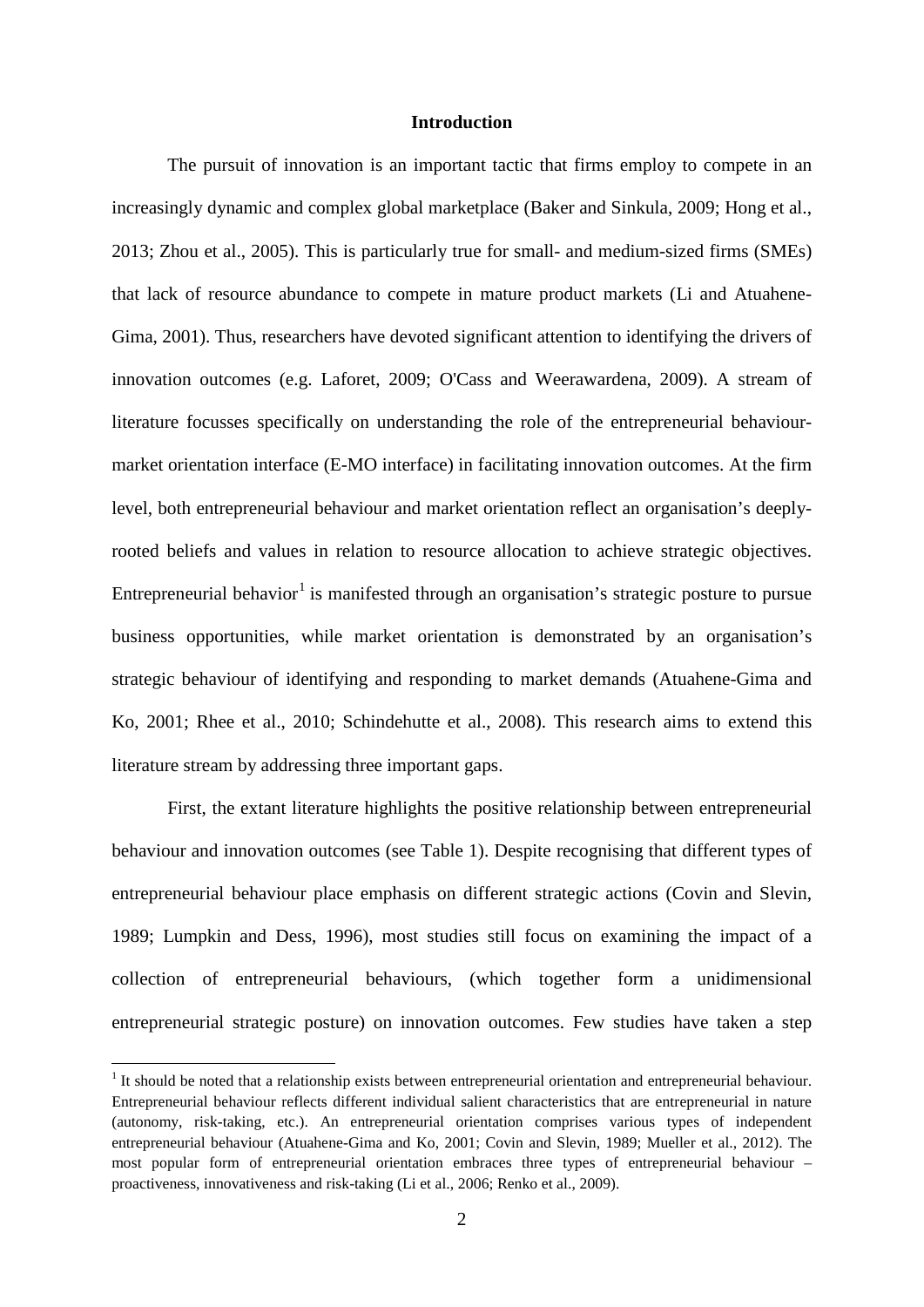## Introduction

The pursuit of innovation is an important tactic that firms employ to compete in an increasingly dynamic and complex global marketplace (Baker and Sinkula, 2009; Hong et al., 2013; Zhou et al., 2005). This is particularly true for small- and medium-sized firms (SMEs) that lack of resource abundance to compete in mature product markets (Li and Atuahene-Gima, 2001). Thus, researchers have devoted significant attention to identifying the drivers of innovation outcomes (e.g. Laforet, 2009; O'Cass and Weerawardena, 2009). A stream of literature focusses specifically on understanding the role of the entrepreneurial behaviour-market orientation interface (E-MO interface) in facilitating innovation outcomes. At the firm level, both entrepreneurial behaviour and market orientation reflect an organisation's deeply-rooted beliefs and values in relation to resource allocation to achieve strategic objectives. Entrepreneurial behavior[1] is manifested through an organisation's strategic posture to pursue business opportunities, while market orientation is demonstrated by an organisation's strategic behaviour of identifying and responding to market demands (Atuahene-Gima and Ko, 2001; Rhee et al., 2010; Schindehutte et al., 2008). This research aims to extend this literature stream by addressing three important gaps.

First, the extant literature highlights the positive relationship between entrepreneurial behaviour and innovation outcomes (see Table 1). Despite recognising that different types of entrepreneurial behaviour place emphasis on different strategic actions (Covin and Slevin, 1989; Lumpkin and Dess, 1996), most studies still focus on examining the impact of a collection of entrepreneurial behaviours, (which together form a unidimensional entrepreneurial strategic posture) on innovation outcomes. Few studies have taken a step

[1] It should be noted that a relationship exists between entrepreneurial orientation and entrepreneurial behaviour. Entrepreneurial behaviour reflects different individual salient characteristics that are entrepreneurial in nature (autonomy, risk-taking, etc.). An entrepreneurial orientation comprises various types of independent entrepreneurial behaviour (Atuahene-Gima and Ko, 2001; Covin and Slevin, 1989; Mueller et al., 2012). The most popular form of entrepreneurial orientation embraces three types of entrepreneurial behaviour – proactiveness, innovativeness and risk-taking (Li et al., 2006; Renko et al., 2009).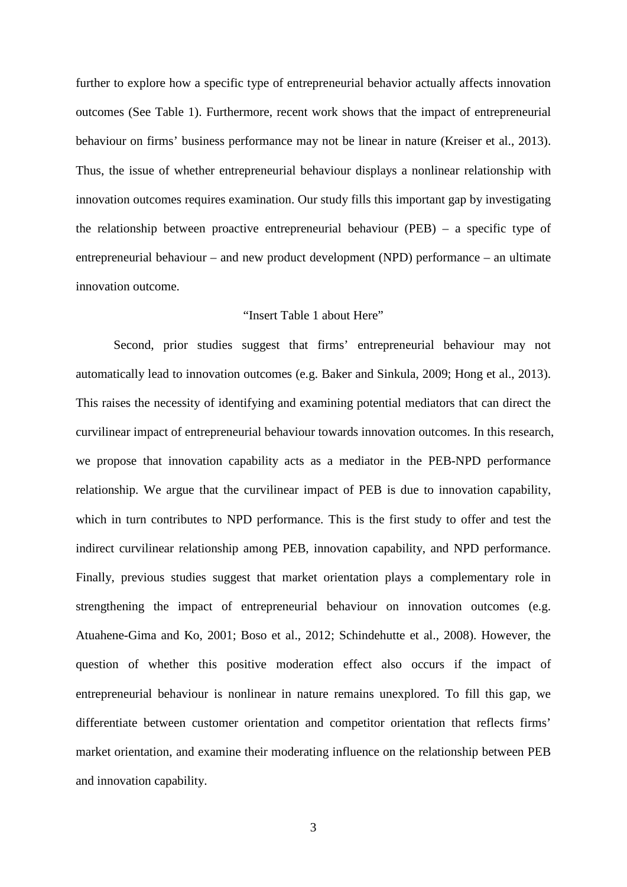further to explore how a specific type of entrepreneurial behavior actually affects innovation outcomes (See Table 1). Furthermore, recent work shows that the impact of entrepreneurial behaviour on firms' business performance may not be linear in nature (Kreiser et al., 2013). Thus, the issue of whether entrepreneurial behaviour displays a nonlinear relationship with innovation outcomes requires examination. Our study fills this important gap by investigating the relationship between proactive entrepreneurial behaviour (PEB) – a specific type of entrepreneurial behaviour – and new product development (NPD) performance – an ultimate innovation outcome.

"Insert Table 1 about Here"

Second, prior studies suggest that firms' entrepreneurial behaviour may not automatically lead to innovation outcomes (e.g. Baker and Sinkula, 2009; Hong et al., 2013). This raises the necessity of identifying and examining potential mediators that can direct the curvilinear impact of entrepreneurial behaviour towards innovation outcomes. In this research, we propose that innovation capability acts as a mediator in the PEB-NPD performance relationship. We argue that the curvilinear impact of PEB is due to innovation capability, which in turn contributes to NPD performance. This is the first study to offer and test the indirect curvilinear relationship among PEB, innovation capability, and NPD performance. Finally, previous studies suggest that market orientation plays a complementary role in strengthening the impact of entrepreneurial behaviour on innovation outcomes (e.g. Atuahene-Gima and Ko, 2001; Boso et al., 2012; Schindehutte et al., 2008). However, the question of whether this positive moderation effect also occurs if the impact of entrepreneurial behaviour is nonlinear in nature remains unexplored. To fill this gap, we differentiate between customer orientation and competitor orientation that reflects firms' market orientation, and examine their moderating influence on the relationship between PEB and innovation capability.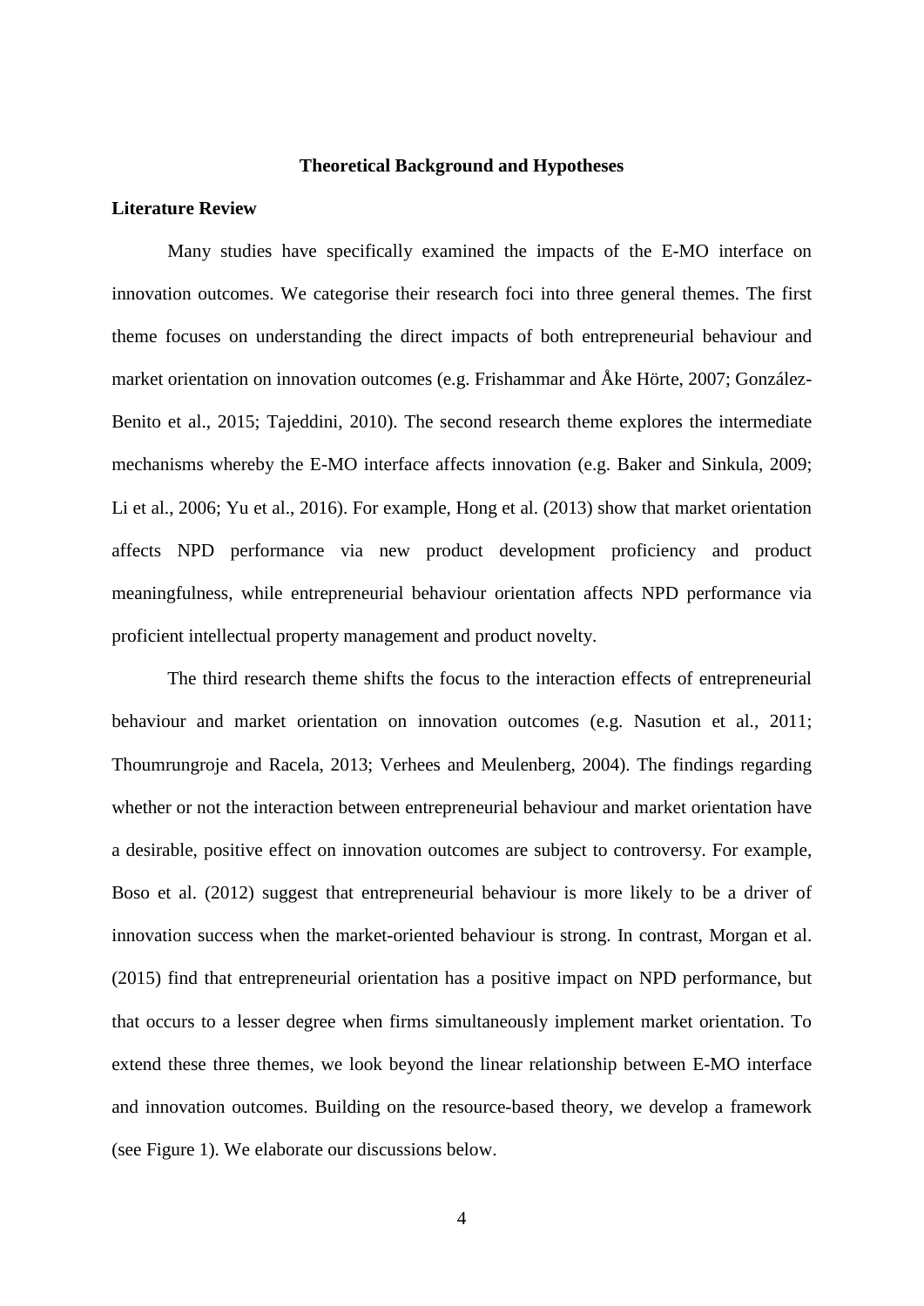## Theoretical Background and Hypotheses

### Literature Review

Many studies have specifically examined the impacts of the E-MO interface on innovation outcomes. We categorise their research foci into three general themes. The first theme focuses on understanding the direct impacts of both entrepreneurial behaviour and market orientation on innovation outcomes (e.g. Frishammar and Åke Hörte, 2007; González-Benito et al., 2015; Tajeddini, 2010). The second research theme explores the intermediate mechanisms whereby the E-MO interface affects innovation (e.g. Baker and Sinkula, 2009; Li et al., 2006; Yu et al., 2016). For example, Hong et al. (2013) show that market orientation affects NPD performance via new product development proficiency and product meaningfulness, while entrepreneurial behaviour orientation affects NPD performance via proficient intellectual property management and product novelty.

The third research theme shifts the focus to the interaction effects of entrepreneurial behaviour and market orientation on innovation outcomes (e.g. Nasution et al., 2011; Thoumrungroje and Racela, 2013; Verhees and Meulenberg, 2004). The findings regarding whether or not the interaction between entrepreneurial behaviour and market orientation have a desirable, positive effect on innovation outcomes are subject to controversy. For example, Boso et al. (2012) suggest that entrepreneurial behaviour is more likely to be a driver of innovation success when the market-oriented behaviour is strong. In contrast, Morgan et al. (2015) find that entrepreneurial orientation has a positive impact on NPD performance, but that occurs to a lesser degree when firms simultaneously implement market orientation. To extend these three themes, we look beyond the linear relationship between E-MO interface and innovation outcomes. Building on the resource-based theory, we develop a framework (see Figure 1). We elaborate our discussions below.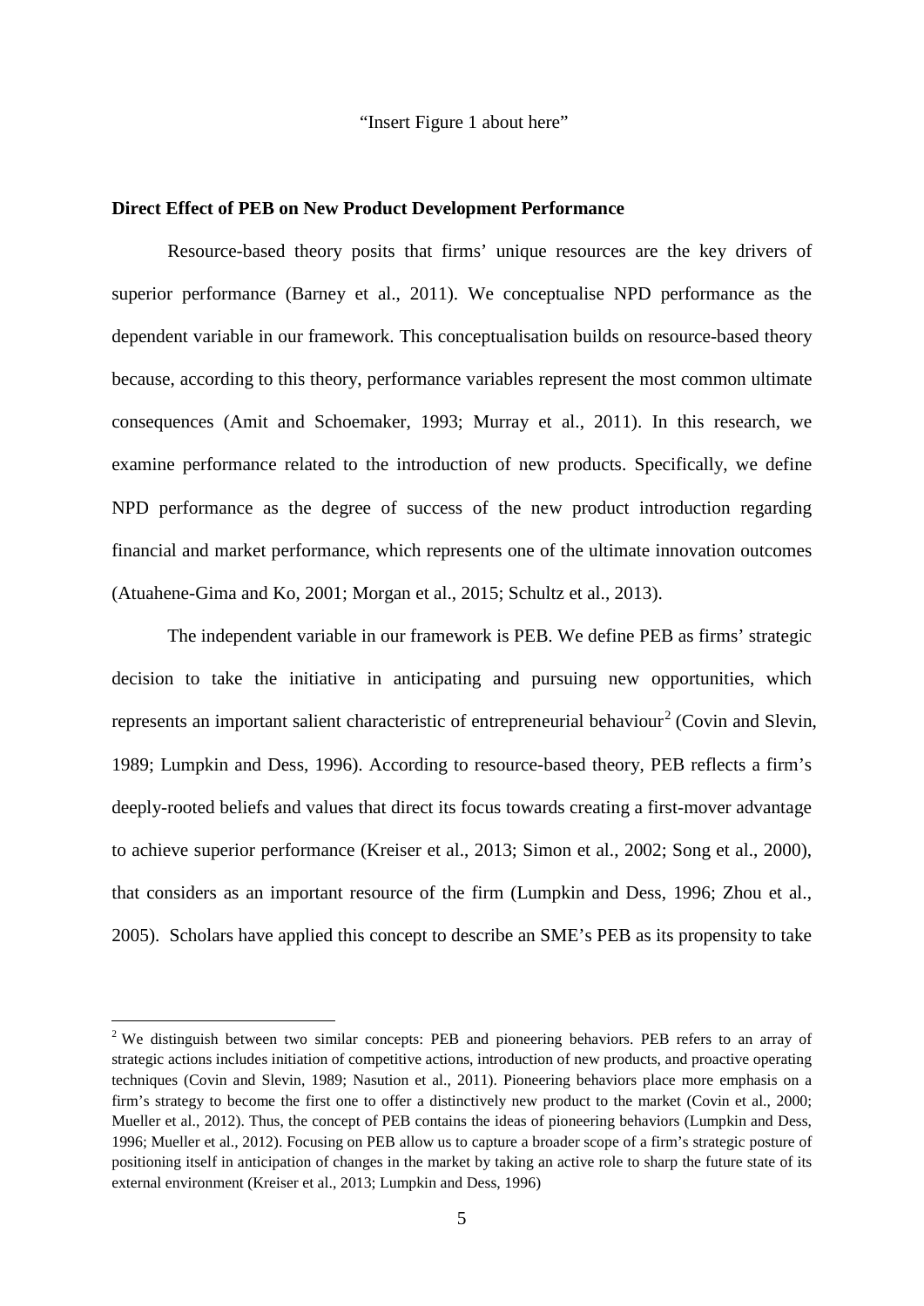"Insert Figure 1 about here"

**Direct Effect of PEB on New Product Development Performance**

Resource-based theory posits that firms' unique resources are the key drivers of superior performance (Barney et al., 2011). We conceptualise NPD performance as the dependent variable in our framework. This conceptualisation builds on resource-based theory because, according to this theory, performance variables represent the most common ultimate consequences (Amit and Schoemaker, 1993; Murray et al., 2011). In this research, we examine performance related to the introduction of new products. Specifically, we define NPD performance as the degree of success of the new product introduction regarding financial and market performance, which represents one of the ultimate innovation outcomes (Atuahene-Gima and Ko, 2001; Morgan et al., 2015; Schultz et al., 2013).

The independent variable in our framework is PEB. We define PEB as firms' strategic decision to take the initiative in anticipating and pursuing new opportunities, which represents an important salient characteristic of entrepreneurial behaviour[2] (Covin and Slevin, 1989; Lumpkin and Dess, 1996). According to resource-based theory, PEB reflects a firm's deeply-rooted beliefs and values that direct its focus towards creating a first-mover advantage to achieve superior performance (Kreiser et al., 2013; Simon et al., 2002; Song et al., 2000), that considers as an important resource of the firm (Lumpkin and Dess, 1996; Zhou et al., 2005). Scholars have applied this concept to describe an SME's PEB as its propensity to take

[2] We distinguish between two similar concepts: PEB and pioneering behaviors. PEB refers to an array of strategic actions includes initiation of competitive actions, introduction of new products, and proactive operating techniques (Covin and Slevin, 1989; Nasution et al., 2011). Pioneering behaviors place more emphasis on a firm's strategy to become the first one to offer a distinctively new product to the market (Covin et al., 2000; Mueller et al., 2012). Thus, the concept of PEB contains the ideas of pioneering behaviors (Lumpkin and Dess, 1996; Mueller et al., 2012). Focusing on PEB allow us to capture a broader scope of a firm's strategic posture of positioning itself in anticipation of changes in the market by taking an active role to sharp the future state of its external environment (Kreiser et al., 2013; Lumpkin and Dess, 1996)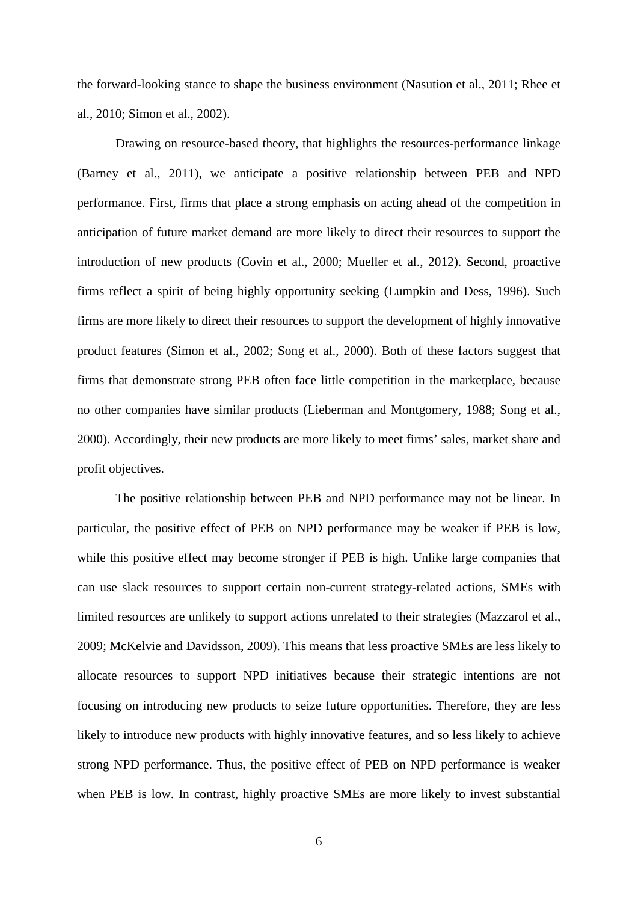the forward-looking stance to shape the business environment (Nasution et al., 2011; Rhee et al., 2010; Simon et al., 2002).

Drawing on resource-based theory, that highlights the resources-performance linkage (Barney et al., 2011), we anticipate a positive relationship between PEB and NPD performance. First, firms that place a strong emphasis on acting ahead of the competition in anticipation of future market demand are more likely to direct their resources to support the introduction of new products (Covin et al., 2000; Mueller et al., 2012). Second, proactive firms reflect a spirit of being highly opportunity seeking (Lumpkin and Dess, 1996). Such firms are more likely to direct their resources to support the development of highly innovative product features (Simon et al., 2002; Song et al., 2000). Both of these factors suggest that firms that demonstrate strong PEB often face little competition in the marketplace, because no other companies have similar products (Lieberman and Montgomery, 1988; Song et al., 2000). Accordingly, their new products are more likely to meet firms' sales, market share and profit objectives.

The positive relationship between PEB and NPD performance may not be linear. In particular, the positive effect of PEB on NPD performance may be weaker if PEB is low, while this positive effect may become stronger if PEB is high. Unlike large companies that can use slack resources to support certain non-current strategy-related actions, SMEs with limited resources are unlikely to support actions unrelated to their strategies (Mazzarol et al., 2009; McKelvie and Davidsson, 2009). This means that less proactive SMEs are less likely to allocate resources to support NPD initiatives because their strategic intentions are not focusing on introducing new products to seize future opportunities. Therefore, they are less likely to introduce new products with highly innovative features, and so less likely to achieve strong NPD performance. Thus, the positive effect of PEB on NPD performance is weaker when PEB is low. In contrast, highly proactive SMEs are more likely to invest substantial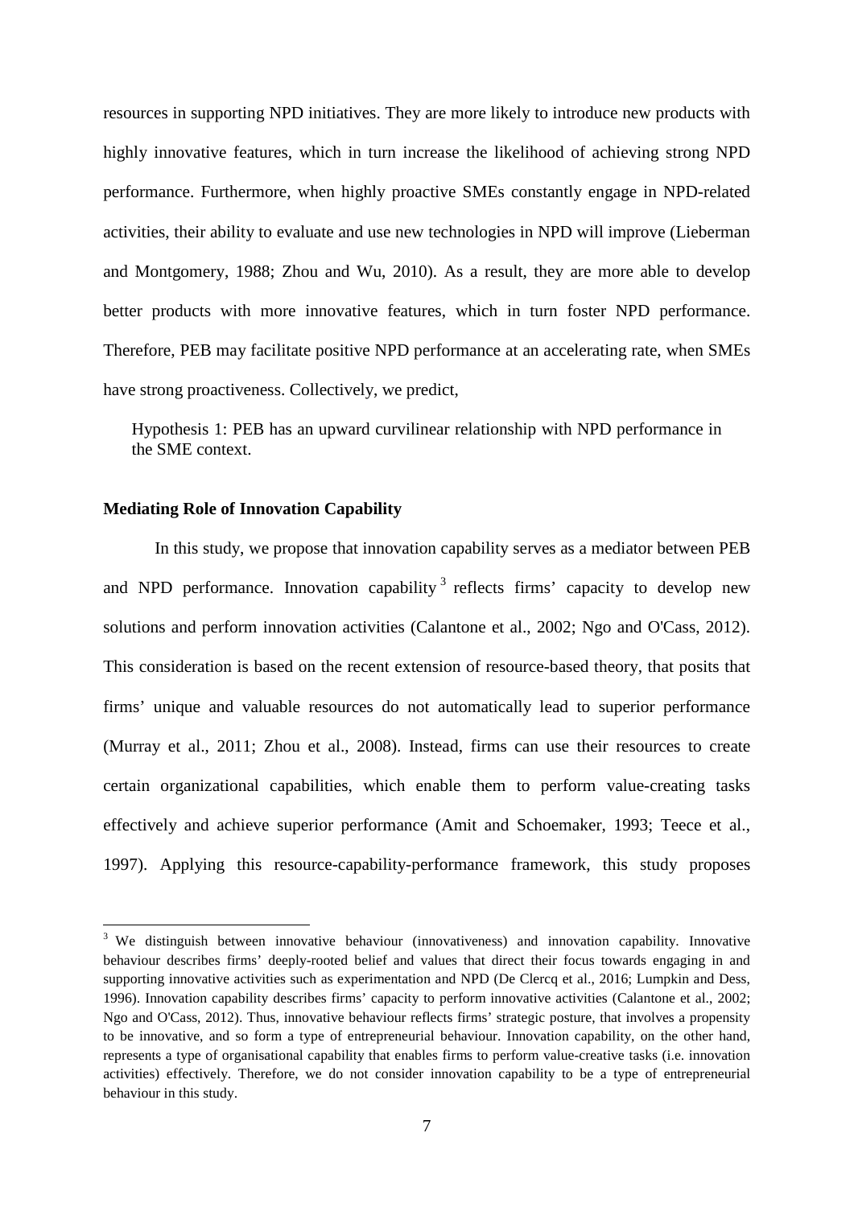resources in supporting NPD initiatives. They are more likely to introduce new products with highly innovative features, which in turn increase the likelihood of achieving strong NPD performance. Furthermore, when highly proactive SMEs constantly engage in NPD-related activities, their ability to evaluate and use new technologies in NPD will improve (Lieberman and Montgomery, 1988; Zhou and Wu, 2010). As a result, they are more able to develop better products with more innovative features, which in turn foster NPD performance. Therefore, PEB may facilitate positive NPD performance at an accelerating rate, when SMEs have strong proactiveness. Collectively, we predict,

> Hypothesis 1: PEB has an upward curvilinear relationship with NPD performance in the SME context.

**Mediating Role of Innovation Capability**

In this study, we propose that innovation capability serves as a mediator between PEB and NPD performance. Innovation capability[3] reflects firms' capacity to develop new solutions and perform innovation activities (Calantone et al., 2002; Ngo and O'Cass, 2012). This consideration is based on the recent extension of resource-based theory, that posits that firms' unique and valuable resources do not automatically lead to superior performance (Murray et al., 2011; Zhou et al., 2008). Instead, firms can use their resources to create certain organizational capabilities, which enable them to perform value-creating tasks effectively and achieve superior performance (Amit and Schoemaker, 1993; Teece et al., 1997). Applying this resource-capability-performance framework, this study proposes

[3] We distinguish between innovative behaviour (innovativeness) and innovation capability. Innovative behaviour describes firms' deeply-rooted belief and values that direct their focus towards engaging in and supporting innovative activities such as experimentation and NPD (De Clercq et al., 2016; Lumpkin and Dess, 1996). Innovation capability describes firms' capacity to perform innovative activities (Calantone et al., 2002; Ngo and O'Cass, 2012). Thus, innovative behaviour reflects firms' strategic posture, that involves a propensity to be innovative, and so form a type of entrepreneurial behaviour. Innovation capability, on the other hand, represents a type of organisational capability that enables firms to perform value-creative tasks (i.e. innovation activities) effectively. Therefore, we do not consider innovation capability to be a type of entrepreneurial behaviour in this study.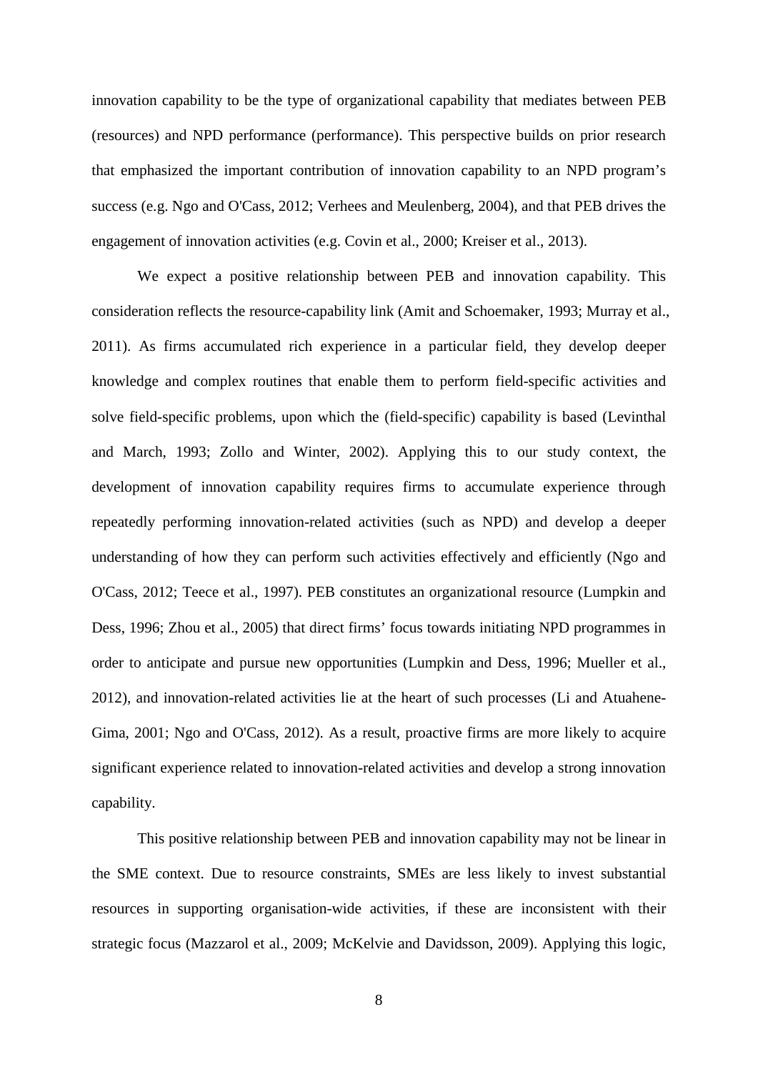innovation capability to be the type of organizational capability that mediates between PEB (resources) and NPD performance (performance). This perspective builds on prior research that emphasized the important contribution of innovation capability to an NPD program's success (e.g. Ngo and O'Cass, 2012; Verhees and Meulenberg, 2004), and that PEB drives the engagement of innovation activities (e.g. Covin et al., 2000; Kreiser et al., 2013).

We expect a positive relationship between PEB and innovation capability. This consideration reflects the resource-capability link (Amit and Schoemaker, 1993; Murray et al., 2011). As firms accumulated rich experience in a particular field, they develop deeper knowledge and complex routines that enable them to perform field-specific activities and solve field-specific problems, upon which the (field-specific) capability is based (Levinthal and March, 1993; Zollo and Winter, 2002). Applying this to our study context, the development of innovation capability requires firms to accumulate experience through repeatedly performing innovation-related activities (such as NPD) and develop a deeper understanding of how they can perform such activities effectively and efficiently (Ngo and O'Cass, 2012; Teece et al., 1997). PEB constitutes an organizational resource (Lumpkin and Dess, 1996; Zhou et al., 2005) that direct firms' focus towards initiating NPD programmes in order to anticipate and pursue new opportunities (Lumpkin and Dess, 1996; Mueller et al., 2012), and innovation-related activities lie at the heart of such processes (Li and Atuahene-Gima, 2001; Ngo and O'Cass, 2012). As a result, proactive firms are more likely to acquire significant experience related to innovation-related activities and develop a strong innovation capability.

This positive relationship between PEB and innovation capability may not be linear in the SME context. Due to resource constraints, SMEs are less likely to invest substantial resources in supporting organisation-wide activities, if these are inconsistent with their strategic focus (Mazzarol et al., 2009; McKelvie and Davidsson, 2009). Applying this logic,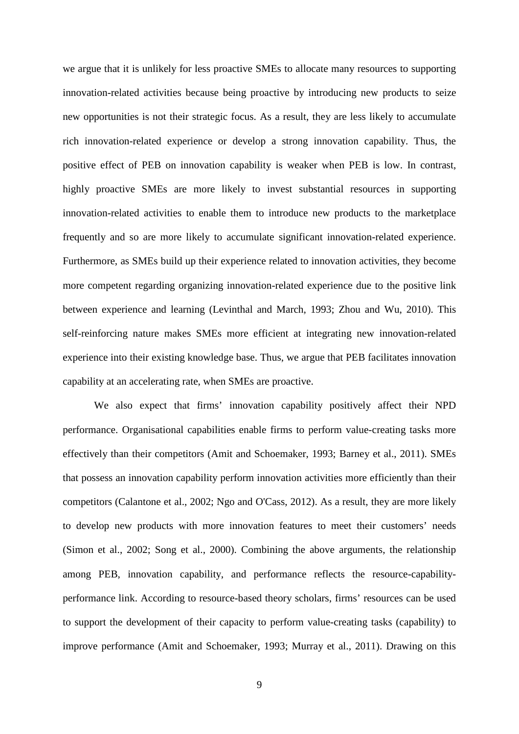we argue that it is unlikely for less proactive SMEs to allocate many resources to supporting innovation-related activities because being proactive by introducing new products to seize new opportunities is not their strategic focus. As a result, they are less likely to accumulate rich innovation-related experience or develop a strong innovation capability. Thus, the positive effect of PEB on innovation capability is weaker when PEB is low. In contrast, highly proactive SMEs are more likely to invest substantial resources in supporting innovation-related activities to enable them to introduce new products to the marketplace frequently and so are more likely to accumulate significant innovation-related experience. Furthermore, as SMEs build up their experience related to innovation activities, they become more competent regarding organizing innovation-related experience due to the positive link between experience and learning (Levinthal and March, 1993; Zhou and Wu, 2010). This self-reinforcing nature makes SMEs more efficient at integrating new innovation-related experience into their existing knowledge base. Thus, we argue that PEB facilitates innovation capability at an accelerating rate, when SMEs are proactive.

We also expect that firms' innovation capability positively affect their NPD performance. Organisational capabilities enable firms to perform value-creating tasks more effectively than their competitors (Amit and Schoemaker, 1993; Barney et al., 2011). SMEs that possess an innovation capability perform innovation activities more efficiently than their competitors (Calantone et al., 2002; Ngo and O'Cass, 2012). As a result, they are more likely to develop new products with more innovation features to meet their customers' needs (Simon et al., 2002; Song et al., 2000). Combining the above arguments, the relationship among PEB, innovation capability, and performance reflects the resource-capability-performance link. According to resource-based theory scholars, firms' resources can be used to support the development of their capacity to perform value-creating tasks (capability) to improve performance (Amit and Schoemaker, 1993; Murray et al., 2011). Drawing on this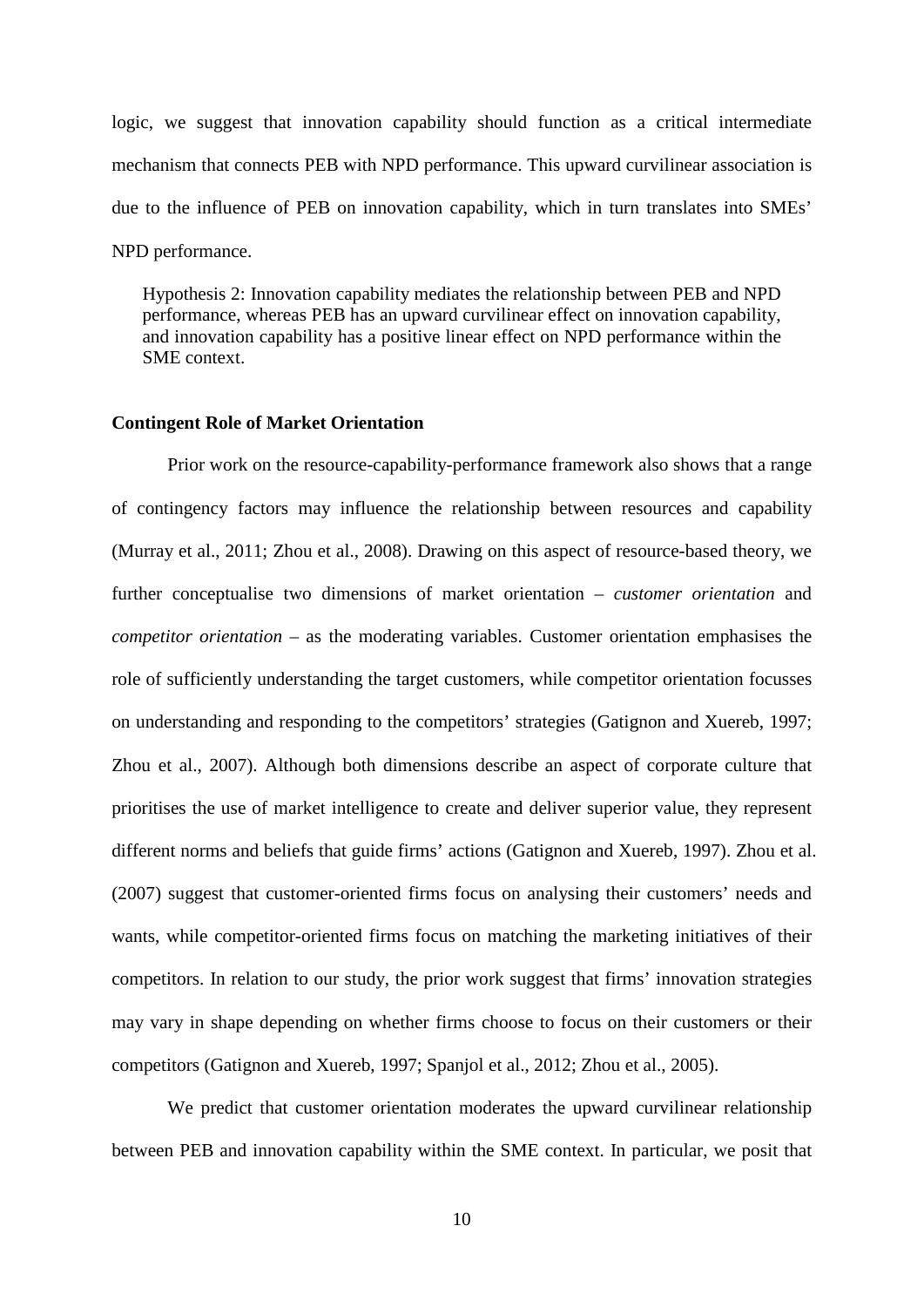logic, we suggest that innovation capability should function as a critical intermediate mechanism that connects PEB with NPD performance. This upward curvilinear association is due to the influence of PEB on innovation capability, which in turn translates into SMEs' NPD performance.

> Hypothesis 2: Innovation capability mediates the relationship between PEB and NPD performance, whereas PEB has an upward curvilinear effect on innovation capability, and innovation capability has a positive linear effect on NPD performance within the SME context.

**Contingent Role of Market Orientation**

Prior work on the resource-capability-performance framework also shows that a range of contingency factors may influence the relationship between resources and capability (Murray et al., 2011; Zhou et al., 2008). Drawing on this aspect of resource-based theory, we further conceptualise two dimensions of market orientation – *customer orientation* and *competitor orientation* – as the moderating variables. Customer orientation emphasises the role of sufficiently understanding the target customers, while competitor orientation focusses on understanding and responding to the competitors' strategies (Gatignon and Xuereb, 1997; Zhou et al., 2007). Although both dimensions describe an aspect of corporate culture that prioritises the use of market intelligence to create and deliver superior value, they represent different norms and beliefs that guide firms' actions (Gatignon and Xuereb, 1997). Zhou et al. (2007) suggest that customer-oriented firms focus on analysing their customers' needs and wants, while competitor-oriented firms focus on matching the marketing initiatives of their competitors. In relation to our study, the prior work suggest that firms' innovation strategies may vary in shape depending on whether firms choose to focus on their customers or their competitors (Gatignon and Xuereb, 1997; Spanjol et al., 2012; Zhou et al., 2005).

We predict that customer orientation moderates the upward curvilinear relationship between PEB and innovation capability within the SME context. In particular, we posit that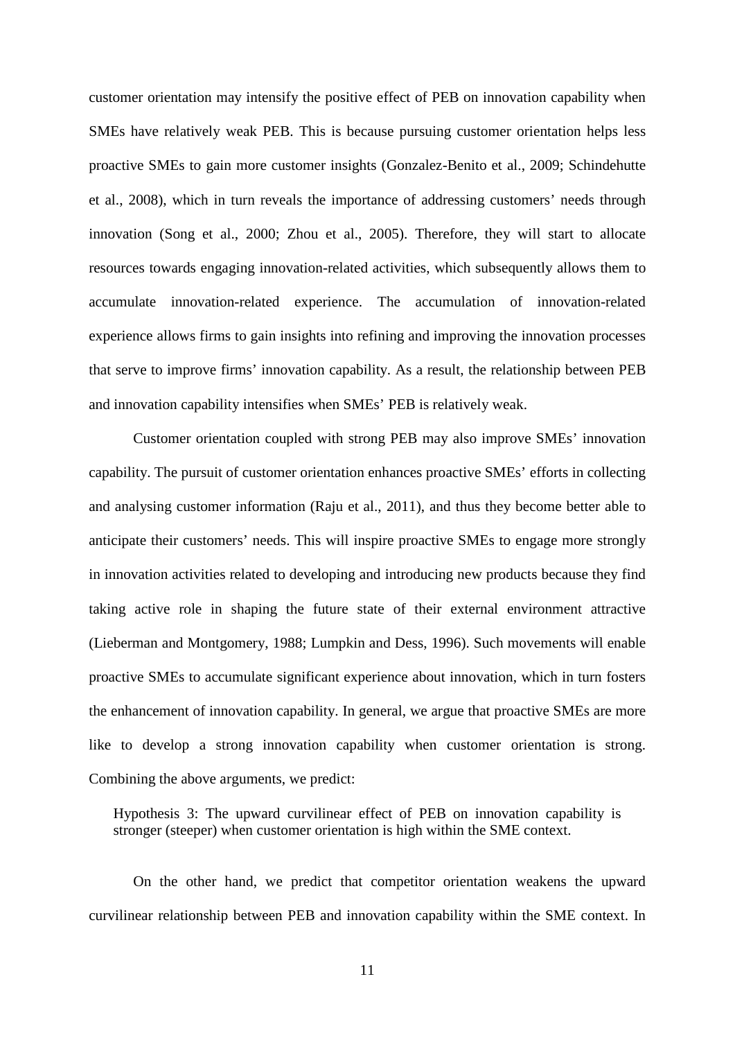customer orientation may intensify the positive effect of PEB on innovation capability when SMEs have relatively weak PEB. This is because pursuing customer orientation helps less proactive SMEs to gain more customer insights (Gonzalez-Benito et al., 2009; Schindehutte et al., 2008), which in turn reveals the importance of addressing customers' needs through innovation (Song et al., 2000; Zhou et al., 2005). Therefore, they will start to allocate resources towards engaging innovation-related activities, which subsequently allows them to accumulate innovation-related experience. The accumulation of innovation-related experience allows firms to gain insights into refining and improving the innovation processes that serve to improve firms' innovation capability. As a result, the relationship between PEB and innovation capability intensifies when SMEs' PEB is relatively weak.

Customer orientation coupled with strong PEB may also improve SMEs' innovation capability. The pursuit of customer orientation enhances proactive SMEs' efforts in collecting and analysing customer information (Raju et al., 2011), and thus they become better able to anticipate their customers' needs. This will inspire proactive SMEs to engage more strongly in innovation activities related to developing and introducing new products because they find taking active role in shaping the future state of their external environment attractive (Lieberman and Montgomery, 1988; Lumpkin and Dess, 1996). Such movements will enable proactive SMEs to accumulate significant experience about innovation, which in turn fosters the enhancement of innovation capability. In general, we argue that proactive SMEs are more like to develop a strong innovation capability when customer orientation is strong. Combining the above arguments, we predict:

> Hypothesis 3: The upward curvilinear effect of PEB on innovation capability is stronger (steeper) when customer orientation is high within the SME context.

On the other hand, we predict that competitor orientation weakens the upward curvilinear relationship between PEB and innovation capability within the SME context. In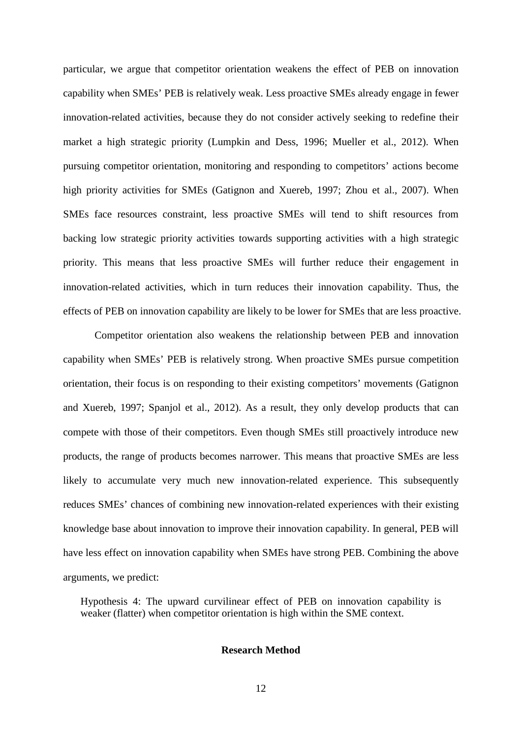particular, we argue that competitor orientation weakens the effect of PEB on innovation capability when SMEs' PEB is relatively weak. Less proactive SMEs already engage in fewer innovation-related activities, because they do not consider actively seeking to redefine their market a high strategic priority (Lumpkin and Dess, 1996; Mueller et al., 2012). When pursuing competitor orientation, monitoring and responding to competitors' actions become high priority activities for SMEs (Gatignon and Xuereb, 1997; Zhou et al., 2007). When SMEs face resources constraint, less proactive SMEs will tend to shift resources from backing low strategic priority activities towards supporting activities with a high strategic priority. This means that less proactive SMEs will further reduce their engagement in innovation-related activities, which in turn reduces their innovation capability. Thus, the effects of PEB on innovation capability are likely to be lower for SMEs that are less proactive.

Competitor orientation also weakens the relationship between PEB and innovation capability when SMEs' PEB is relatively strong. When proactive SMEs pursue competition orientation, their focus is on responding to their existing competitors' movements (Gatignon and Xuereb, 1997; Spanjol et al., 2012). As a result, they only develop products that can compete with those of their competitors. Even though SMEs still proactively introduce new products, the range of products becomes narrower. This means that proactive SMEs are less likely to accumulate very much new innovation-related experience. This subsequently reduces SMEs' chances of combining new innovation-related experiences with their existing knowledge base about innovation to improve their innovation capability. In general, PEB will have less effect on innovation capability when SMEs have strong PEB. Combining the above arguments, we predict:

> Hypothesis 4: The upward curvilinear effect of PEB on innovation capability is weaker (flatter) when competitor orientation is high within the SME context.

## Research Method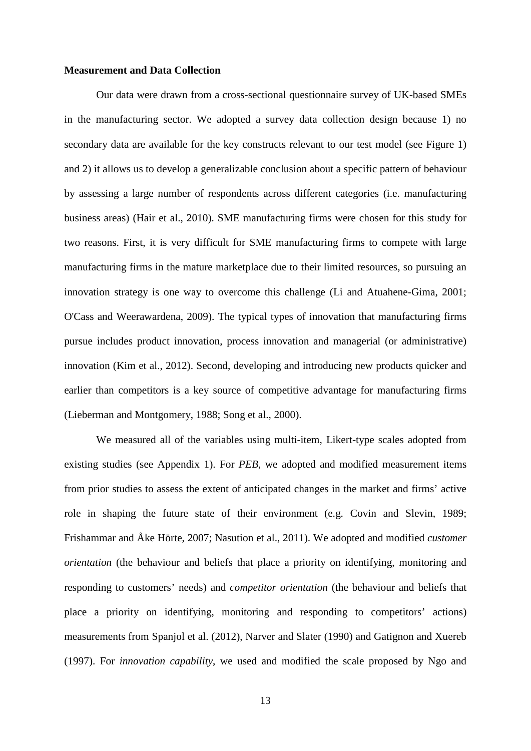**Measurement and Data Collection**

Our data were drawn from a cross-sectional questionnaire survey of UK-based SMEs in the manufacturing sector. We adopted a survey data collection design because 1) no secondary data are available for the key constructs relevant to our test model (see Figure 1) and 2) it allows us to develop a generalizable conclusion about a specific pattern of behaviour by assessing a large number of respondents across different categories (i.e. manufacturing business areas) (Hair et al., 2010). SME manufacturing firms were chosen for this study for two reasons. First, it is very difficult for SME manufacturing firms to compete with large manufacturing firms in the mature marketplace due to their limited resources, so pursuing an innovation strategy is one way to overcome this challenge (Li and Atuahene-Gima, 2001; O'Cass and Weerawardena, 2009). The typical types of innovation that manufacturing firms pursue includes product innovation, process innovation and managerial (or administrative) innovation (Kim et al., 2012). Second, developing and introducing new products quicker and earlier than competitors is a key source of competitive advantage for manufacturing firms (Lieberman and Montgomery, 1988; Song et al., 2000).

We measured all of the variables using multi-item, Likert-type scales adopted from existing studies (see Appendix 1). For *PEB*, we adopted and modified measurement items from prior studies to assess the extent of anticipated changes in the market and firms' active role in shaping the future state of their environment (e.g. Covin and Slevin, 1989; Frishammar and Åke Hörte, 2007; Nasution et al., 2011). We adopted and modified *customer orientation* (the behaviour and beliefs that place a priority on identifying, monitoring and responding to customers' needs) and *competitor orientation* (the behaviour and beliefs that place a priority on identifying, monitoring and responding to competitors' actions) measurements from Spanjol et al. (2012), Narver and Slater (1990) and Gatignon and Xuereb (1997). For *innovation capability*, we used and modified the scale proposed by Ngo and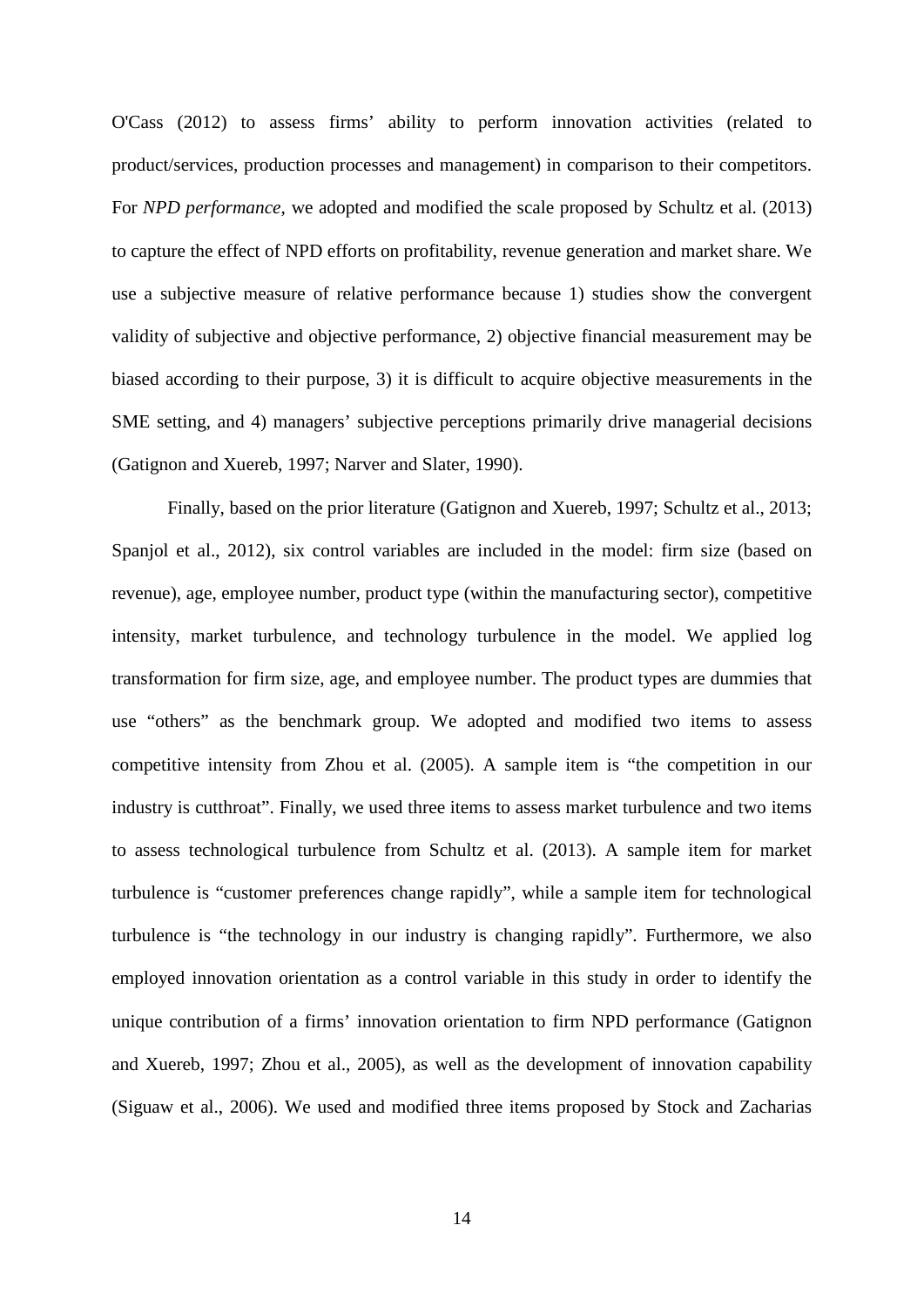O'Cass (2012) to assess firms' ability to perform innovation activities (related to product/services, production processes and management) in comparison to their competitors. For *NPD performance*, we adopted and modified the scale proposed by Schultz et al. (2013) to capture the effect of NPD efforts on profitability, revenue generation and market share. We use a subjective measure of relative performance because 1) studies show the convergent validity of subjective and objective performance, 2) objective financial measurement may be biased according to their purpose, 3) it is difficult to acquire objective measurements in the SME setting, and 4) managers' subjective perceptions primarily drive managerial decisions (Gatignon and Xuereb, 1997; Narver and Slater, 1990).

Finally, based on the prior literature (Gatignon and Xuereb, 1997; Schultz et al., 2013; Spanjol et al., 2012), six control variables are included in the model: firm size (based on revenue), age, employee number, product type (within the manufacturing sector), competitive intensity, market turbulence, and technology turbulence in the model. We applied log transformation for firm size, age, and employee number. The product types are dummies that use "others" as the benchmark group. We adopted and modified two items to assess competitive intensity from Zhou et al. (2005). A sample item is "the competition in our industry is cutthroat". Finally, we used three items to assess market turbulence and two items to assess technological turbulence from Schultz et al. (2013). A sample item for market turbulence is "customer preferences change rapidly", while a sample item for technological turbulence is "the technology in our industry is changing rapidly". Furthermore, we also employed innovation orientation as a control variable in this study in order to identify the unique contribution of a firms' innovation orientation to firm NPD performance (Gatignon and Xuereb, 1997; Zhou et al., 2005), as well as the development of innovation capability (Siguaw et al., 2006). We used and modified three items proposed by Stock and Zacharias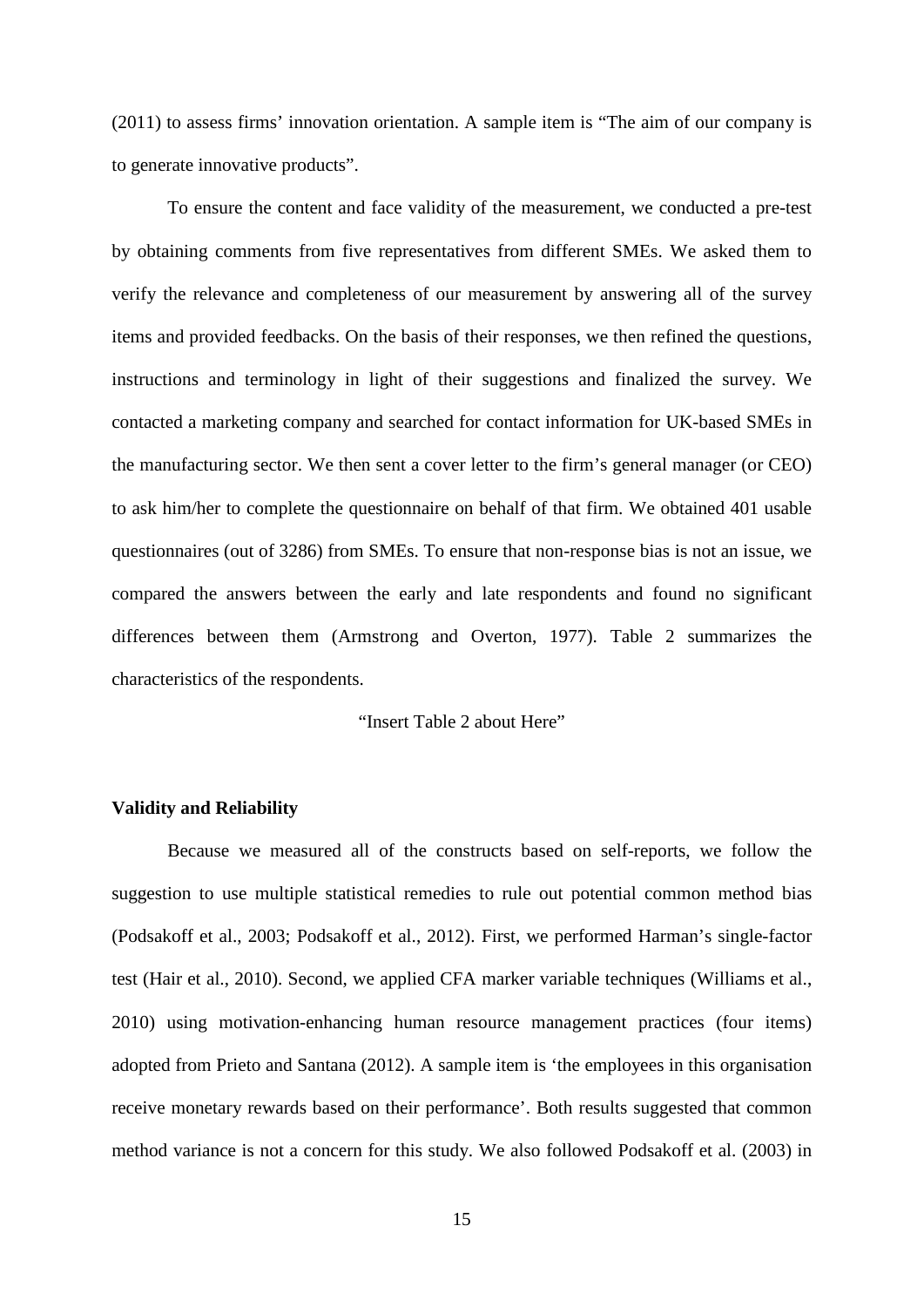(2011) to assess firms' innovation orientation. A sample item is "The aim of our company is to generate innovative products".

To ensure the content and face validity of the measurement, we conducted a pre-test by obtaining comments from five representatives from different SMEs. We asked them to verify the relevance and completeness of our measurement by answering all of the survey items and provided feedbacks. On the basis of their responses, we then refined the questions, instructions and terminology in light of their suggestions and finalized the survey. We contacted a marketing company and searched for contact information for UK-based SMEs in the manufacturing sector. We then sent a cover letter to the firm's general manager (or CEO) to ask him/her to complete the questionnaire on behalf of that firm. We obtained 401 usable questionnaires (out of 3286) from SMEs. To ensure that non-response bias is not an issue, we compared the answers between the early and late respondents and found no significant differences between them (Armstrong and Overton, 1977). Table 2 summarizes the characteristics of the respondents.

"Insert Table 2 about Here"

**Validity and Reliability**

Because we measured all of the constructs based on self-reports, we follow the suggestion to use multiple statistical remedies to rule out potential common method bias (Podsakoff et al., 2003; Podsakoff et al., 2012). First, we performed Harman's single-factor test (Hair et al., 2010). Second, we applied CFA marker variable techniques (Williams et al., 2010) using motivation-enhancing human resource management practices (four items) adopted from Prieto and Santana (2012). A sample item is 'the employees in this organisation receive monetary rewards based on their performance'. Both results suggested that common method variance is not a concern for this study. We also followed Podsakoff et al. (2003) in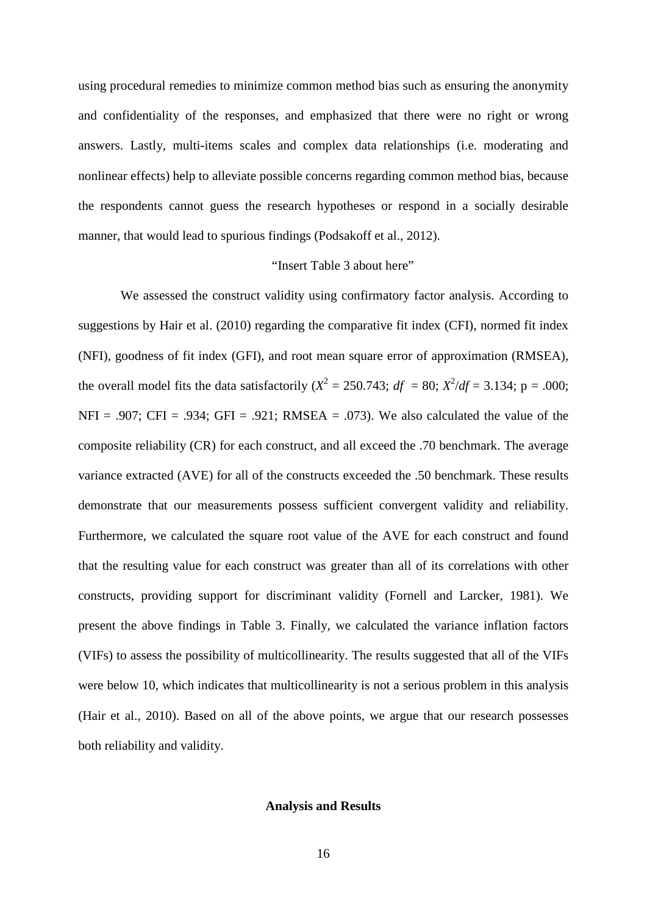using procedural remedies to minimize common method bias such as ensuring the anonymity and confidentiality of the responses, and emphasized that there were no right or wrong answers. Lastly, multi-items scales and complex data relationships (i.e. moderating and nonlinear effects) help to alleviate possible concerns regarding common method bias, because the respondents cannot guess the research hypotheses or respond in a socially desirable manner, that would lead to spurious findings (Podsakoff et al., 2012).

"Insert Table 3 about here"

We assessed the construct validity using confirmatory factor analysis. According to suggestions by Hair et al. (2010) regarding the comparative fit index (CFI), normed fit index (NFI), goodness of fit index (GFI), and root mean square error of approximation (RMSEA), the overall model fits the data satisfactorily ($X^2$ = 250.743; $df$ = 80; $X^2/df$ = 3.134; p = .000; NFI = .907; CFI = .934; GFI = .921; RMSEA = .073). We also calculated the value of the composite reliability (CR) for each construct, and all exceed the .70 benchmark. The average variance extracted (AVE) for all of the constructs exceeded the .50 benchmark. These results demonstrate that our measurements possess sufficient convergent validity and reliability. Furthermore, we calculated the square root value of the AVE for each construct and found that the resulting value for each construct was greater than all of its correlations with other constructs, providing support for discriminant validity (Fornell and Larcker, 1981). We present the above findings in Table 3. Finally, we calculated the variance inflation factors (VIFs) to assess the possibility of multicollinearity. The results suggested that all of the VIFs were below 10, which indicates that multicollinearity is not a serious problem in this analysis (Hair et al., 2010). Based on all of the above points, we argue that our research possesses both reliability and validity.

## Analysis and Results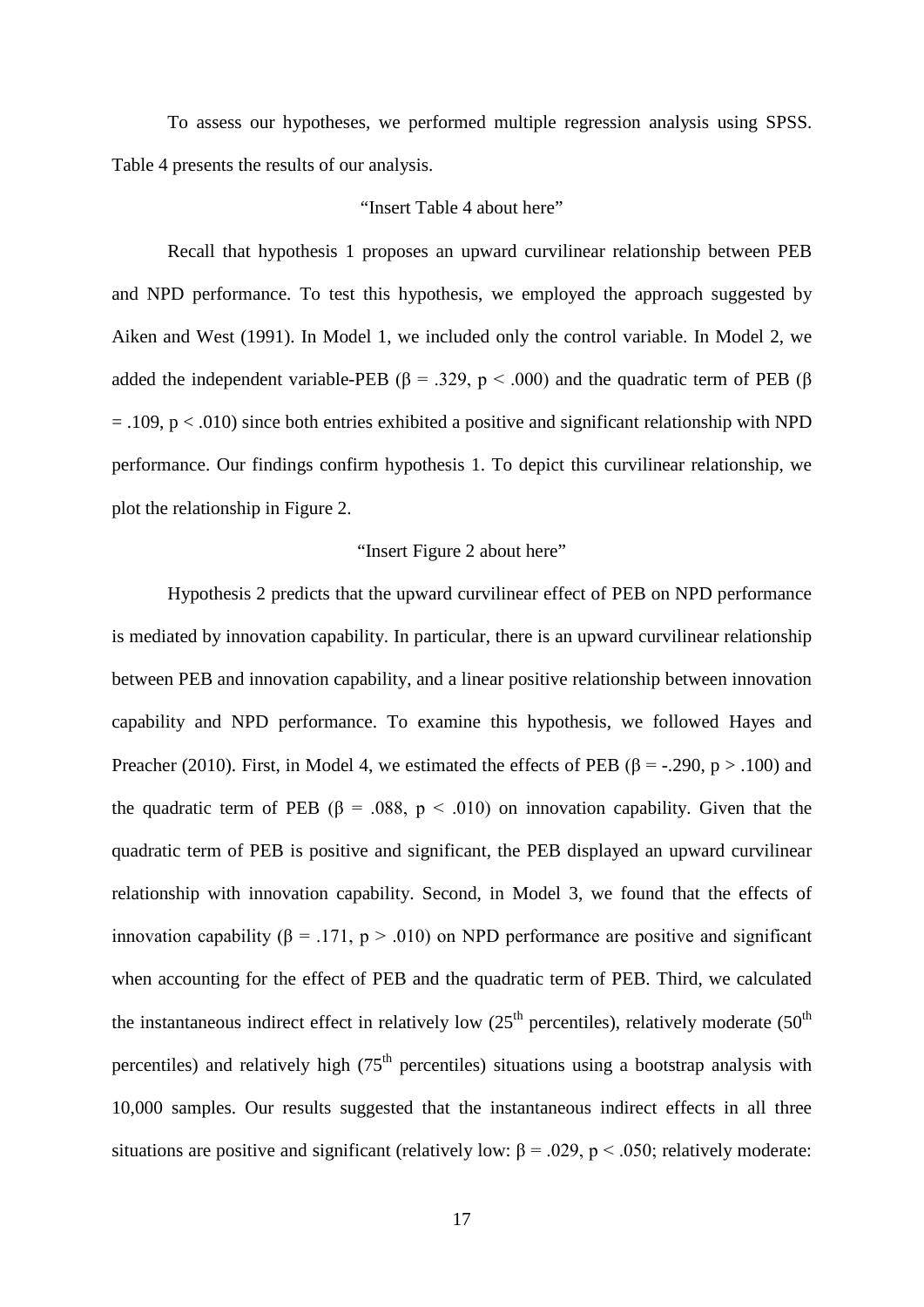To assess our hypotheses, we performed multiple regression analysis using SPSS. Table 4 presents the results of our analysis.

"Insert Table 4 about here"

Recall that hypothesis 1 proposes an upward curvilinear relationship between PEB and NPD performance. To test this hypothesis, we employed the approach suggested by Aiken and West (1991). In Model 1, we included only the control variable. In Model 2, we added the independent variable-PEB ($\beta = .329$, $p < .000$) and the quadratic term of PEB ($\beta = .109$, $p < .010$) since both entries exhibited a positive and significant relationship with NPD performance. Our findings confirm hypothesis 1. To depict this curvilinear relationship, we plot the relationship in Figure 2.

"Insert Figure 2 about here"

Hypothesis 2 predicts that the upward curvilinear effect of PEB on NPD performance is mediated by innovation capability. In particular, there is an upward curvilinear relationship between PEB and innovation capability, and a linear positive relationship between innovation capability and NPD performance. To examine this hypothesis, we followed Hayes and Preacher (2010). First, in Model 4, we estimated the effects of PEB ($\beta = -.290$, $p > .100$) and the quadratic term of PEB ($\beta = .088$, $p < .010$) on innovation capability. Given that the quadratic term of PEB is positive and significant, the PEB displayed an upward curvilinear relationship with innovation capability. Second, in Model 3, we found that the effects of innovation capability ($\beta = .171$, $p > .010$) on NPD performance are positive and significant when accounting for the effect of PEB and the quadratic term of PEB. Third, we calculated the instantaneous indirect effect in relatively low (25$^{th}$ percentiles), relatively moderate (50$^{th}$ percentiles) and relatively high (75$^{th}$ percentiles) situations using a bootstrap analysis with 10,000 samples. Our results suggested that the instantaneous indirect effects in all three situations are positive and significant (relatively low: $\beta = .029$, $p < .050$; relatively moderate: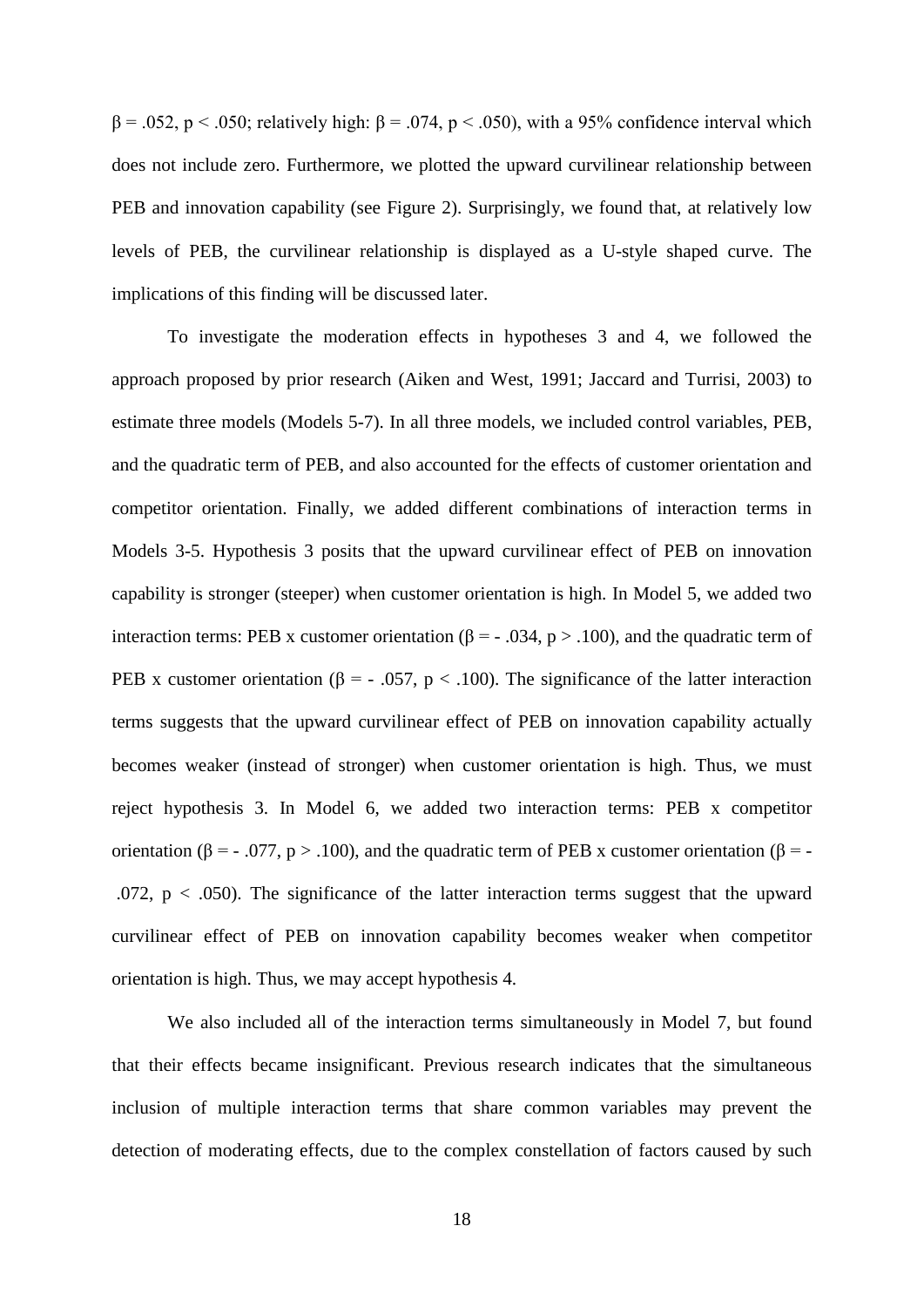$\beta = .052$, $p < .050$; relatively high: $\beta = .074$, $p < .050$), with a 95% confidence interval which does not include zero. Furthermore, we plotted the upward curvilinear relationship between PEB and innovation capability (see Figure 2). Surprisingly, we found that, at relatively low levels of PEB, the curvilinear relationship is displayed as a U-style shaped curve. The implications of this finding will be discussed later.

To investigate the moderation effects in hypotheses 3 and 4, we followed the approach proposed by prior research (Aiken and West, 1991; Jaccard and Turrisi, 2003) to estimate three models (Models 5-7). In all three models, we included control variables, PEB, and the quadratic term of PEB, and also accounted for the effects of customer orientation and competitor orientation. Finally, we added different combinations of interaction terms in Models 3-5. Hypothesis 3 posits that the upward curvilinear effect of PEB on innovation capability is stronger (steeper) when customer orientation is high. In Model 5, we added two interaction terms: PEB x customer orientation ($\beta = -.034$, $p > .100$), and the quadratic term of PEB x customer orientation ($\beta = -.057$, $p < .100$). The significance of the latter interaction terms suggests that the upward curvilinear effect of PEB on innovation capability actually becomes weaker (instead of stronger) when customer orientation is high. Thus, we must reject hypothesis 3. In Model 6, we added two interaction terms: PEB x competitor orientation ($\beta = -.077$, $p > .100$), and the quadratic term of PEB x customer orientation ($\beta = -.072$, $p < .050$). The significance of the latter interaction terms suggest that the upward curvilinear effect of PEB on innovation capability becomes weaker when competitor orientation is high. Thus, we may accept hypothesis 4.

We also included all of the interaction terms simultaneously in Model 7, but found that their effects became insignificant. Previous research indicates that the simultaneous inclusion of multiple interaction terms that share common variables may prevent the detection of moderating effects, due to the complex constellation of factors caused by such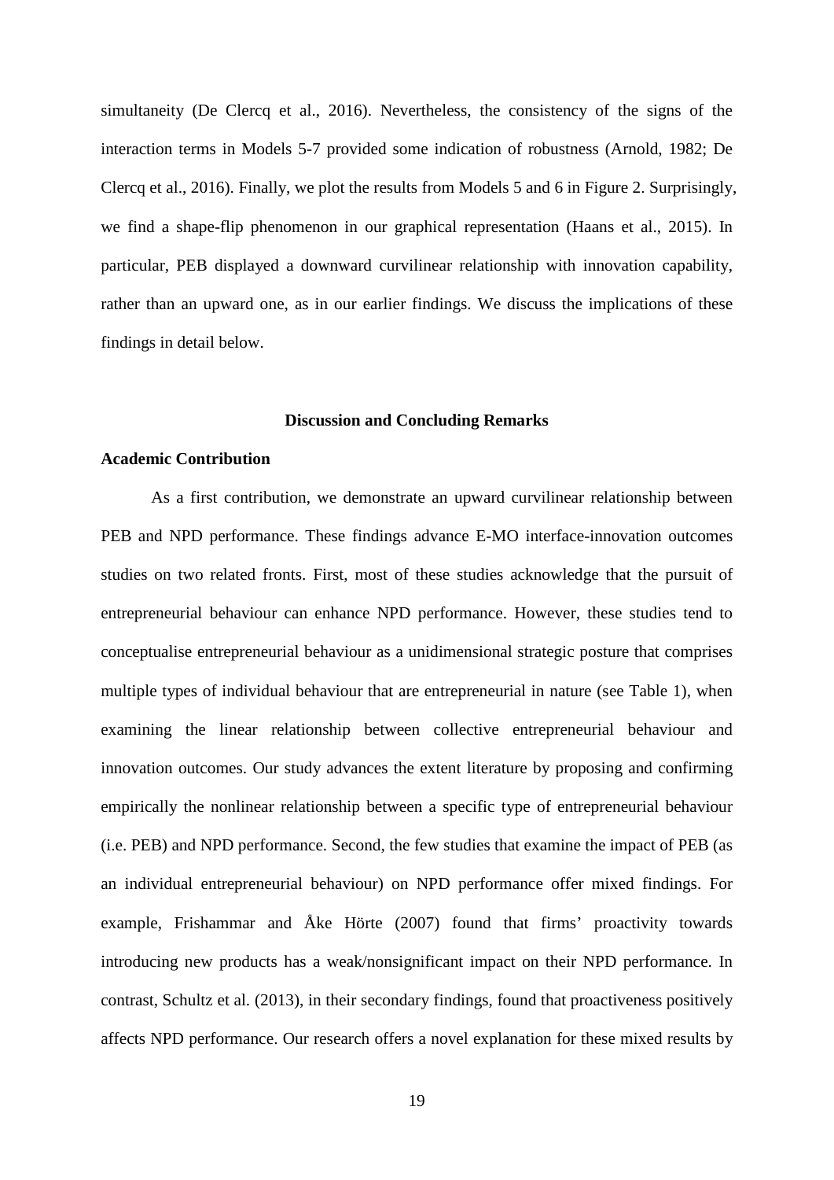simultaneity (De Clercq et al., 2016). Nevertheless, the consistency of the signs of the interaction terms in Models 5-7 provided some indication of robustness (Arnold, 1982; De Clercq et al., 2016). Finally, we plot the results from Models 5 and 6 in Figure 2. Surprisingly, we find a shape-flip phenomenon in our graphical representation (Haans et al., 2015). In particular, PEB displayed a downward curvilinear relationship with innovation capability, rather than an upward one, as in our earlier findings. We discuss the implications of these findings in detail below.

## Discussion and Concluding Remarks

### Academic Contribution

As a first contribution, we demonstrate an upward curvilinear relationship between PEB and NPD performance. These findings advance E-MO interface-innovation outcomes studies on two related fronts. First, most of these studies acknowledge that the pursuit of entrepreneurial behaviour can enhance NPD performance. However, these studies tend to conceptualise entrepreneurial behaviour as a unidimensional strategic posture that comprises multiple types of individual behaviour that are entrepreneurial in nature (see Table 1), when examining the linear relationship between collective entrepreneurial behaviour and innovation outcomes. Our study advances the extent literature by proposing and confirming empirically the nonlinear relationship between a specific type of entrepreneurial behaviour (i.e. PEB) and NPD performance. Second, the few studies that examine the impact of PEB (as an individual entrepreneurial behaviour) on NPD performance offer mixed findings. For example, Frishammar and Åke Hörte (2007) found that firms' proactivity towards introducing new products has a weak/nonsignificant impact on their NPD performance. In contrast, Schultz et al. (2013), in their secondary findings, found that proactiveness positively affects NPD performance. Our research offers a novel explanation for these mixed results by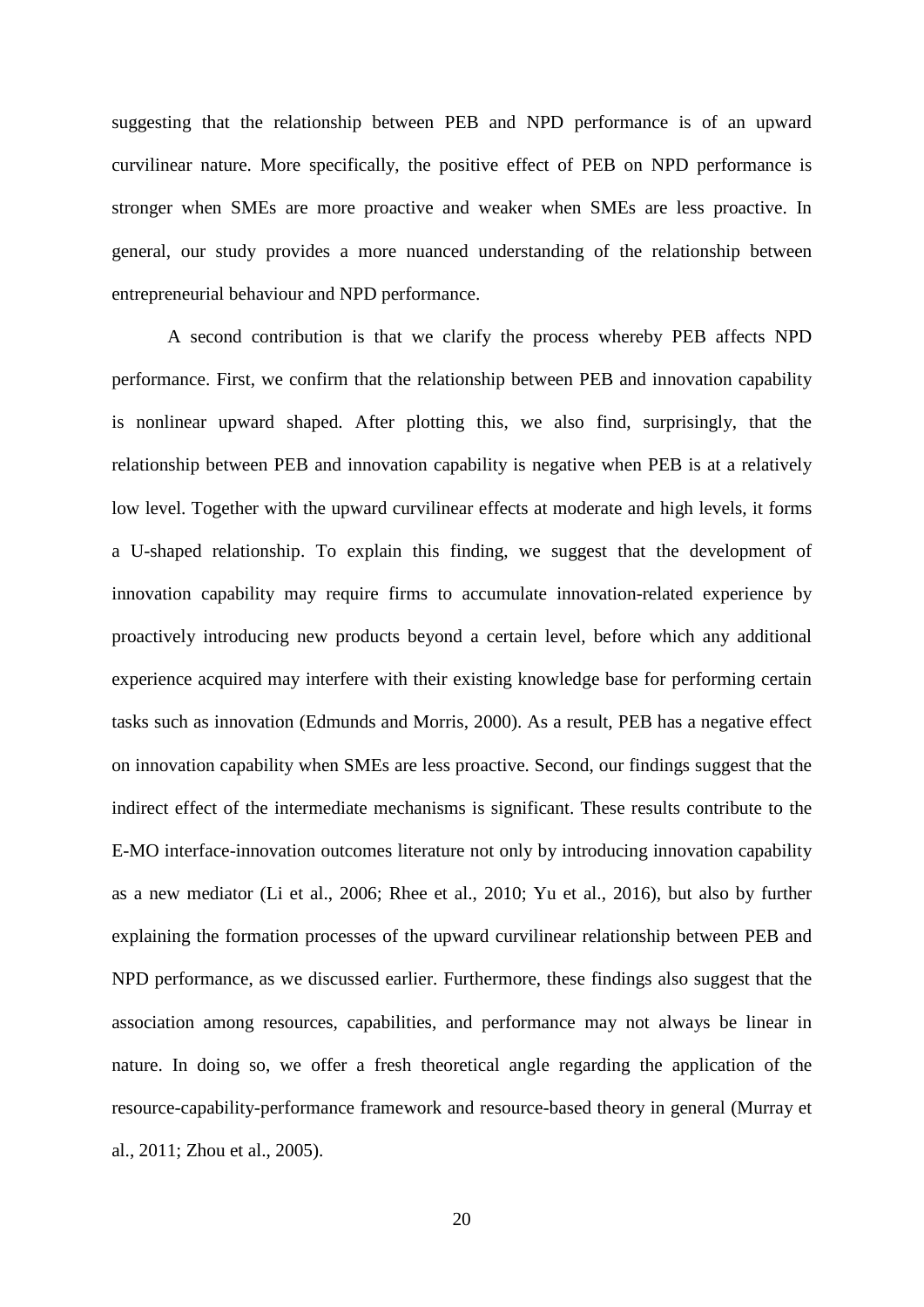suggesting that the relationship between PEB and NPD performance is of an upward curvilinear nature. More specifically, the positive effect of PEB on NPD performance is stronger when SMEs are more proactive and weaker when SMEs are less proactive. In general, our study provides a more nuanced understanding of the relationship between entrepreneurial behaviour and NPD performance.

A second contribution is that we clarify the process whereby PEB affects NPD performance. First, we confirm that the relationship between PEB and innovation capability is nonlinear upward shaped. After plotting this, we also find, surprisingly, that the relationship between PEB and innovation capability is negative when PEB is at a relatively low level. Together with the upward curvilinear effects at moderate and high levels, it forms a U-shaped relationship. To explain this finding, we suggest that the development of innovation capability may require firms to accumulate innovation-related experience by proactively introducing new products beyond a certain level, before which any additional experience acquired may interfere with their existing knowledge base for performing certain tasks such as innovation (Edmunds and Morris, 2000). As a result, PEB has a negative effect on innovation capability when SMEs are less proactive. Second, our findings suggest that the indirect effect of the intermediate mechanisms is significant. These results contribute to the E-MO interface-innovation outcomes literature not only by introducing innovation capability as a new mediator (Li et al., 2006; Rhee et al., 2010; Yu et al., 2016), but also by further explaining the formation processes of the upward curvilinear relationship between PEB and NPD performance, as we discussed earlier. Furthermore, these findings also suggest that the association among resources, capabilities, and performance may not always be linear in nature. In doing so, we offer a fresh theoretical angle regarding the application of the resource-capability-performance framework and resource-based theory in general (Murray et al., 2011; Zhou et al., 2005).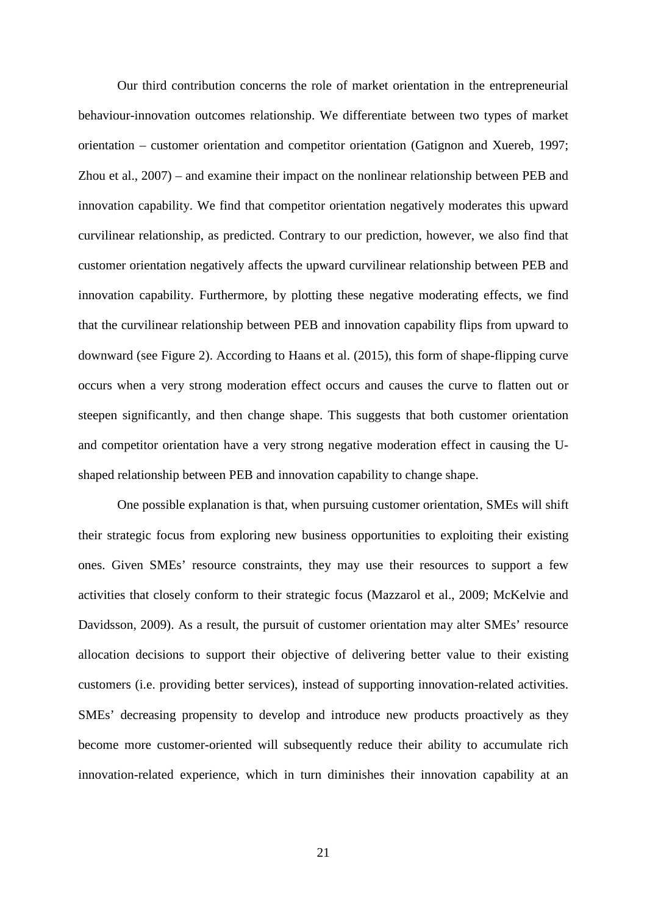Our third contribution concerns the role of market orientation in the entrepreneurial behaviour-innovation outcomes relationship. We differentiate between two types of market orientation – customer orientation and competitor orientation (Gatignon and Xuereb, 1997; Zhou et al., 2007) – and examine their impact on the nonlinear relationship between PEB and innovation capability. We find that competitor orientation negatively moderates this upward curvilinear relationship, as predicted. Contrary to our prediction, however, we also find that customer orientation negatively affects the upward curvilinear relationship between PEB and innovation capability. Furthermore, by plotting these negative moderating effects, we find that the curvilinear relationship between PEB and innovation capability flips from upward to downward (see Figure 2). According to Haans et al. (2015), this form of shape-flipping curve occurs when a very strong moderation effect occurs and causes the curve to flatten out or steepen significantly, and then change shape. This suggests that both customer orientation and competitor orientation have a very strong negative moderation effect in causing the U-shaped relationship between PEB and innovation capability to change shape.

One possible explanation is that, when pursuing customer orientation, SMEs will shift their strategic focus from exploring new business opportunities to exploiting their existing ones. Given SMEs' resource constraints, they may use their resources to support a few activities that closely conform to their strategic focus (Mazzarol et al., 2009; McKelvie and Davidsson, 2009). As a result, the pursuit of customer orientation may alter SMEs' resource allocation decisions to support their objective of delivering better value to their existing customers (i.e. providing better services), instead of supporting innovation-related activities. SMEs' decreasing propensity to develop and introduce new products proactively as they become more customer-oriented will subsequently reduce their ability to accumulate rich innovation-related experience, which in turn diminishes their innovation capability at an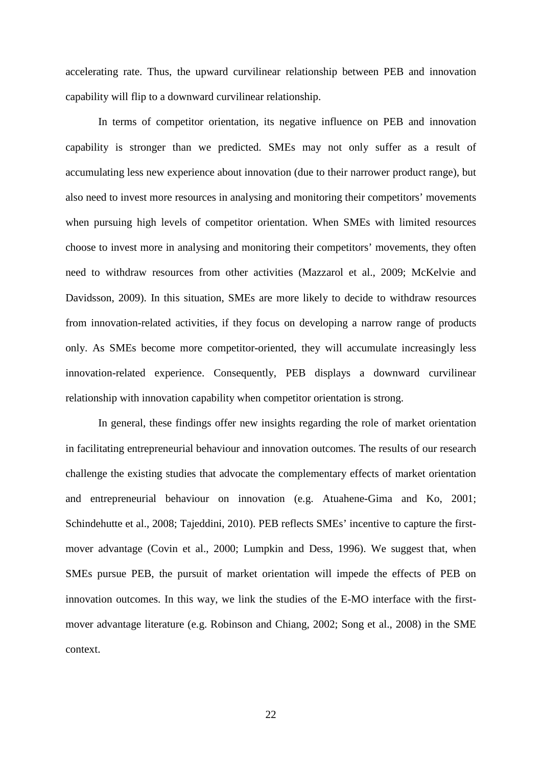accelerating rate. Thus, the upward curvilinear relationship between PEB and innovation capability will flip to a downward curvilinear relationship.

In terms of competitor orientation, its negative influence on PEB and innovation capability is stronger than we predicted. SMEs may not only suffer as a result of accumulating less new experience about innovation (due to their narrower product range), but also need to invest more resources in analysing and monitoring their competitors' movements when pursuing high levels of competitor orientation. When SMEs with limited resources choose to invest more in analysing and monitoring their competitors' movements, they often need to withdraw resources from other activities (Mazzarol et al., 2009; McKelvie and Davidsson, 2009). In this situation, SMEs are more likely to decide to withdraw resources from innovation-related activities, if they focus on developing a narrow range of products only. As SMEs become more competitor-oriented, they will accumulate increasingly less innovation-related experience. Consequently, PEB displays a downward curvilinear relationship with innovation capability when competitor orientation is strong.

In general, these findings offer new insights regarding the role of market orientation in facilitating entrepreneurial behaviour and innovation outcomes. The results of our research challenge the existing studies that advocate the complementary effects of market orientation and entrepreneurial behaviour on innovation (e.g. Atuahene-Gima and Ko, 2001; Schindehutte et al., 2008; Tajeddini, 2010). PEB reflects SMEs' incentive to capture the first-mover advantage (Covin et al., 2000; Lumpkin and Dess, 1996). We suggest that, when SMEs pursue PEB, the pursuit of market orientation will impede the effects of PEB on innovation outcomes. In this way, we link the studies of the E-MO interface with the first-mover advantage literature (e.g. Robinson and Chiang, 2002; Song et al., 2008) in the SME context.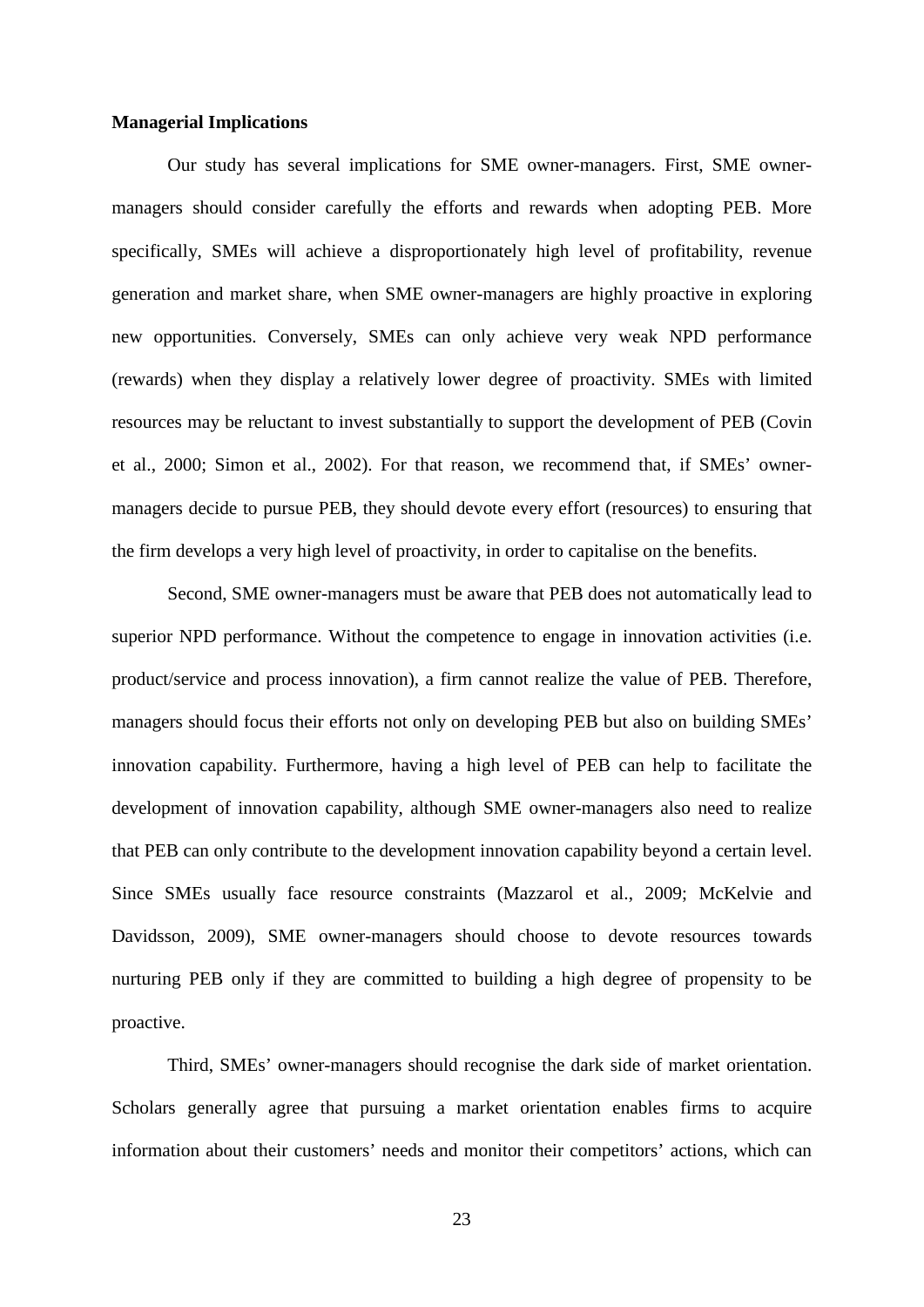**Managerial Implications**

Our study has several implications for SME owner-managers. First, SME owner-managers should consider carefully the efforts and rewards when adopting PEB. More specifically, SMEs will achieve a disproportionately high level of profitability, revenue generation and market share, when SME owner-managers are highly proactive in exploring new opportunities. Conversely, SMEs can only achieve very weak NPD performance (rewards) when they display a relatively lower degree of proactivity. SMEs with limited resources may be reluctant to invest substantially to support the development of PEB (Covin et al., 2000; Simon et al., 2002). For that reason, we recommend that, if SMEs' owner-managers decide to pursue PEB, they should devote every effort (resources) to ensuring that the firm develops a very high level of proactivity, in order to capitalise on the benefits.

Second, SME owner-managers must be aware that PEB does not automatically lead to superior NPD performance. Without the competence to engage in innovation activities (i.e. product/service and process innovation), a firm cannot realize the value of PEB. Therefore, managers should focus their efforts not only on developing PEB but also on building SMEs' innovation capability. Furthermore, having a high level of PEB can help to facilitate the development of innovation capability, although SME owner-managers also need to realize that PEB can only contribute to the development innovation capability beyond a certain level. Since SMEs usually face resource constraints (Mazzarol et al., 2009; McKelvie and Davidsson, 2009), SME owner-managers should choose to devote resources towards nurturing PEB only if they are committed to building a high degree of propensity to be proactive.

Third, SMEs' owner-managers should recognise the dark side of market orientation. Scholars generally agree that pursuing a market orientation enables firms to acquire information about their customers' needs and monitor their competitors' actions, which can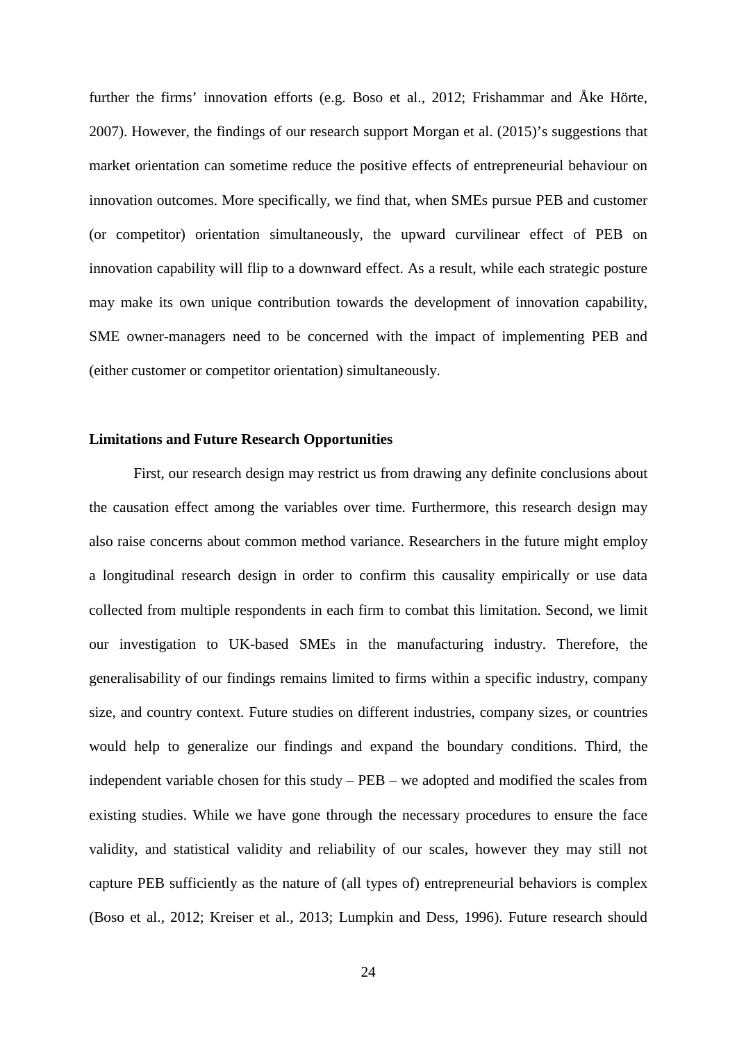further the firms' innovation efforts (e.g. Boso et al., 2012; Frishammar and Åke Hörte, 2007). However, the findings of our research support Morgan et al. (2015)'s suggestions that market orientation can sometime reduce the positive effects of entrepreneurial behaviour on innovation outcomes. More specifically, we find that, when SMEs pursue PEB and customer (or competitor) orientation simultaneously, the upward curvilinear effect of PEB on innovation capability will flip to a downward effect. As a result, while each strategic posture may make its own unique contribution towards the development of innovation capability, SME owner-managers need to be concerned with the impact of implementing PEB and (either customer or competitor orientation) simultaneously.

**Limitations and Future Research Opportunities**

First, our research design may restrict us from drawing any definite conclusions about the causation effect among the variables over time. Furthermore, this research design may also raise concerns about common method variance. Researchers in the future might employ a longitudinal research design in order to confirm this causality empirically or use data collected from multiple respondents in each firm to combat this limitation. Second, we limit our investigation to UK-based SMEs in the manufacturing industry. Therefore, the generalisability of our findings remains limited to firms within a specific industry, company size, and country context. Future studies on different industries, company sizes, or countries would help to generalize our findings and expand the boundary conditions. Third, the independent variable chosen for this study – PEB – we adopted and modified the scales from existing studies. While we have gone through the necessary procedures to ensure the face validity, and statistical validity and reliability of our scales, however they may still not capture PEB sufficiently as the nature of (all types of) entrepreneurial behaviors is complex (Boso et al., 2012; Kreiser et al., 2013; Lumpkin and Dess, 1996). Future research should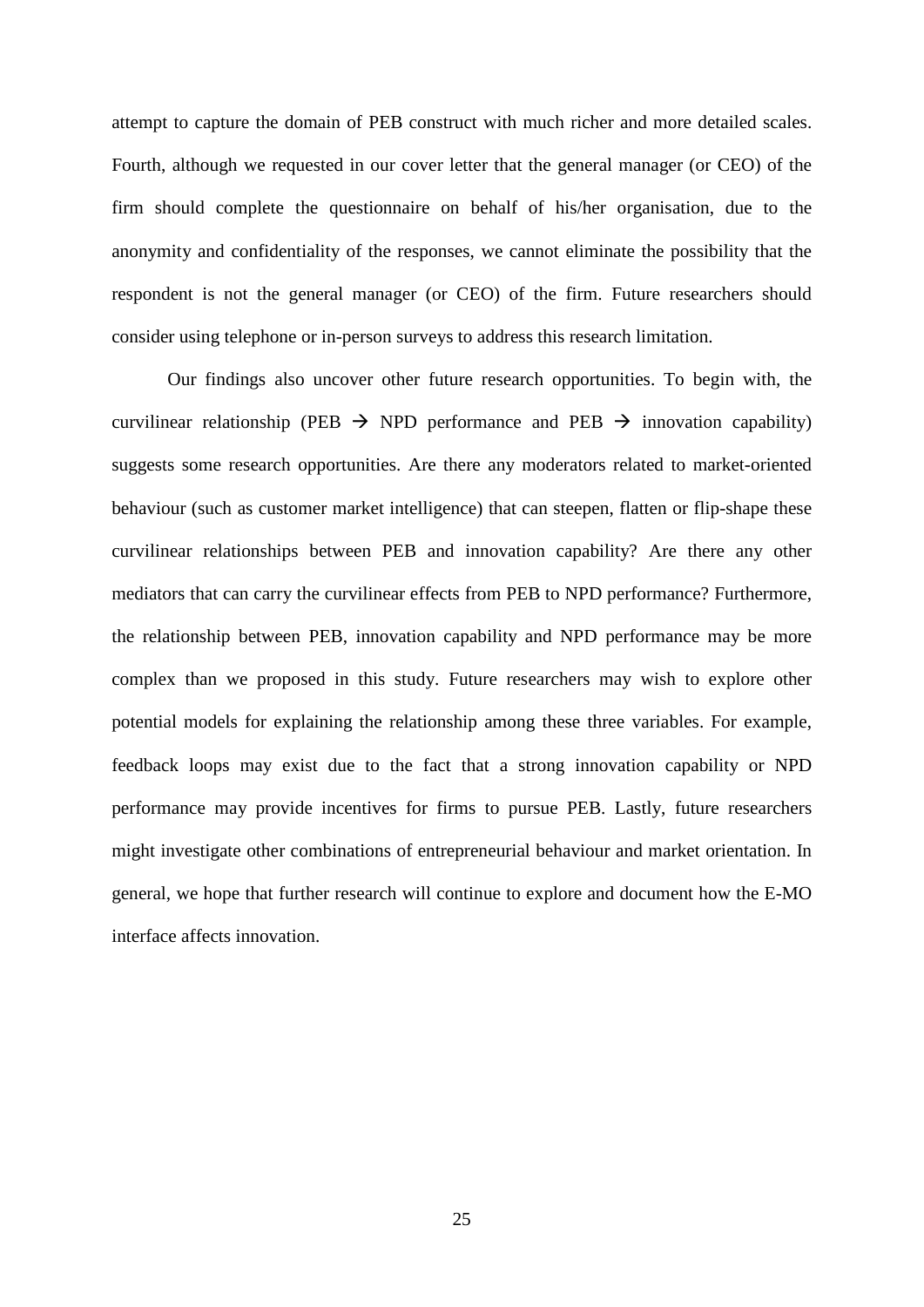attempt to capture the domain of PEB construct with much richer and more detailed scales. Fourth, although we requested in our cover letter that the general manager (or CEO) of the firm should complete the questionnaire on behalf of his/her organisation, due to the anonymity and confidentiality of the responses, we cannot eliminate the possibility that the respondent is not the general manager (or CEO) of the firm. Future researchers should consider using telephone or in-person surveys to address this research limitation.

Our findings also uncover other future research opportunities. To begin with, the curvilinear relationship (PEB → NPD performance and PEB → innovation capability) suggests some research opportunities. Are there any moderators related to market-oriented behaviour (such as customer market intelligence) that can steepen, flatten or flip-shape these curvilinear relationships between PEB and innovation capability? Are there any other mediators that can carry the curvilinear effects from PEB to NPD performance? Furthermore, the relationship between PEB, innovation capability and NPD performance may be more complex than we proposed in this study. Future researchers may wish to explore other potential models for explaining the relationship among these three variables. For example, feedback loops may exist due to the fact that a strong innovation capability or NPD performance may provide incentives for firms to pursue PEB. Lastly, future researchers might investigate other combinations of entrepreneurial behaviour and market orientation. In general, we hope that further research will continue to explore and document how the E-MO interface affects innovation.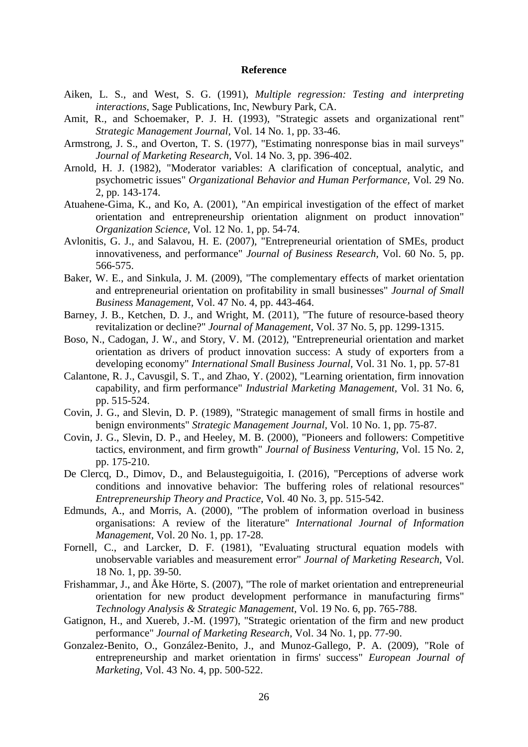# Reference

Aiken, L. S., and West, S. G. (1991), *Multiple regression: Testing and interpreting interactions*, Sage Publications, Inc, Newbury Park, CA.

Amit, R., and Schoemaker, P. J. H. (1993), "Strategic assets and organizational rent" *Strategic Management Journal,* Vol. 14 No. 1, pp. 33-46.

Armstrong, J. S., and Overton, T. S. (1977), "Estimating nonresponse bias in mail surveys" *Journal of Marketing Research,* Vol. 14 No. 3, pp. 396-402.

Arnold, H. J. (1982), "Moderator variables: A clarification of conceptual, analytic, and psychometric issues" *Organizational Behavior and Human Performance,* Vol. 29 No. 2, pp. 143-174.

Atuahene-Gima, K., and Ko, A. (2001), "An empirical investigation of the effect of market orientation and entrepreneurship orientation alignment on product innovation" *Organization Science,* Vol. 12 No. 1, pp. 54-74.

Avlonitis, G. J., and Salavou, H. E. (2007), "Entrepreneurial orientation of SMEs, product innovativeness, and performance" *Journal of Business Research*, Vol. 60 No. 5, pp. 566-575.

Baker, W. E., and Sinkula, J. M. (2009), "The complementary effects of market orientation and entrepreneurial orientation on profitability in small businesses" *Journal of Small Business Management,* Vol. 47 No. 4, pp. 443-464.

Barney, J. B., Ketchen, D. J., and Wright, M. (2011), "The future of resource-based theory revitalization or decline?" *Journal of Management,* Vol. 37 No. 5, pp. 1299-1315.

Boso, N., Cadogan, J. W., and Story, V. M. (2012), "Entrepreneurial orientation and market orientation as drivers of product innovation success: A study of exporters from a developing economy" *International Small Business Journal,* Vol. 31 No. 1, pp. 57-81

Calantone, R. J., Cavusgil, S. T., and Zhao, Y. (2002), "Learning orientation, firm innovation capability, and firm performance" *Industrial Marketing Management*, Vol. 31 No. 6, pp. 515-524.

Covin, J. G., and Slevin, D. P. (1989), "Strategic management of small firms in hostile and benign environments" *Strategic Management Journal,* Vol. 10 No. 1, pp. 75-87.

Covin, J. G., Slevin, D. P., and Heeley, M. B. (2000), "Pioneers and followers: Competitive tactics, environment, and firm growth" *Journal of Business Venturing,* Vol. 15 No. 2, pp. 175-210.

De Clercq, D., Dimov, D., and Belausteguigoitia, I. (2016), "Perceptions of adverse work conditions and innovative behavior: The buffering roles of relational resources" *Entrepreneurship Theory and Practice,* Vol. 40 No. 3, pp. 515-542.

Edmunds, A., and Morris, A. (2000), "The problem of information overload in business organisations: A review of the literature" *International Journal of Information Management*, Vol. 20 No. 1, pp. 17-28.

Fornell, C., and Larcker, D. F. (1981), "Evaluating structural equation models with unobservable variables and measurement error" *Journal of Marketing Research,* Vol. 18 No. 1, pp. 39-50.

Frishammar, J., and Åke Hörte, S. (2007), "The role of market orientation and entrepreneurial orientation for new product development performance in manufacturing firms" *Technology Analysis & Strategic Management,* Vol. 19 No. 6, pp. 765-788.

Gatignon, H., and Xuereb, J.-M. (1997), "Strategic orientation of the firm and new product performance" *Journal of Marketing Research*, Vol. 34 No. 1, pp. 77-90.

Gonzalez-Benito, O., González-Benito, J., and Munoz-Gallego, P. A. (2009), "Role of entrepreneurship and market orientation in firms' success" *European Journal of Marketing,* Vol. 43 No. 4, pp. 500-522.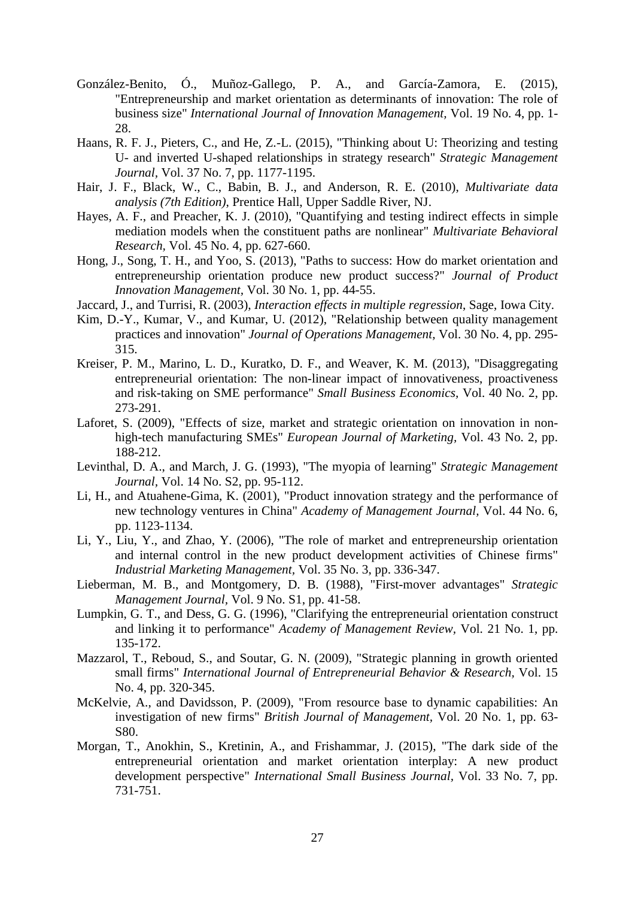González-Benito, Ó., Muñoz-Gallego, P. A., and García-Zamora, E. (2015), "Entrepreneurship and market orientation as determinants of innovation: The role of business size" *International Journal of Innovation Management*, Vol. 19 No. 4, pp. 1-28.

Haans, R. F. J., Pieters, C., and He, Z.-L. (2015), "Thinking about U: Theorizing and testing U- and inverted U-shaped relationships in strategy research" *Strategic Management Journal*, Vol. 37 No. 7, pp. 1177-1195.

Hair, J. F., Black, W., C., Babin, B. J., and Anderson, R. E. (2010), *Multivariate data analysis (7th Edition)*, Prentice Hall, Upper Saddle River, NJ.

Hayes, A. F., and Preacher, K. J. (2010), "Quantifying and testing indirect effects in simple mediation models when the constituent paths are nonlinear" *Multivariate Behavioral Research*, Vol. 45 No. 4, pp. 627-660.

Hong, J., Song, T. H., and Yoo, S. (2013), "Paths to success: How do market orientation and entrepreneurship orientation produce new product success?" *Journal of Product Innovation Management*, Vol. 30 No. 1, pp. 44-55.

Jaccard, J., and Turrisi, R. (2003), *Interaction effects in multiple regression*, Sage, Iowa City.

Kim, D.-Y., Kumar, V., and Kumar, U. (2012), "Relationship between quality management practices and innovation" *Journal of Operations Management*, Vol. 30 No. 4, pp. 295-315.

Kreiser, P. M., Marino, L. D., Kuratko, D. F., and Weaver, K. M. (2013), "Disaggregating entrepreneurial orientation: The non-linear impact of innovativeness, proactiveness and risk-taking on SME performance" *Small Business Economics*, Vol. 40 No. 2, pp. 273-291.

Laforet, S. (2009), "Effects of size, market and strategic orientation on innovation in non-high-tech manufacturing SMEs" *European Journal of Marketing*, Vol. 43 No. 2, pp. 188-212.

Levinthal, D. A., and March, J. G. (1993), "The myopia of learning" *Strategic Management Journal*, Vol. 14 No. S2, pp. 95-112.

Li, H., and Atuahene-Gima, K. (2001), "Product innovation strategy and the performance of new technology ventures in China" *Academy of Management Journal*, Vol. 44 No. 6, pp. 1123-1134.

Li, Y., Liu, Y., and Zhao, Y. (2006), "The role of market and entrepreneurship orientation and internal control in the new product development activities of Chinese firms" *Industrial Marketing Management*, Vol. 35 No. 3, pp. 336-347.

Lieberman, M. B., and Montgomery, D. B. (1988), "First-mover advantages" *Strategic Management Journal*, Vol. 9 No. S1, pp. 41-58.

Lumpkin, G. T., and Dess, G. G. (1996), "Clarifying the entrepreneurial orientation construct and linking it to performance" *Academy of Management Review*, Vol. 21 No. 1, pp. 135-172.

Mazzarol, T., Reboud, S., and Soutar, G. N. (2009), "Strategic planning in growth oriented small firms" *International Journal of Entrepreneurial Behavior & Research*, Vol. 15 No. 4, pp. 320-345.

McKelvie, A., and Davidsson, P. (2009), "From resource base to dynamic capabilities: An investigation of new firms" *British Journal of Management*, Vol. 20 No. 1, pp. 63-S80.

Morgan, T., Anokhin, S., Kretinin, A., and Frishammar, J. (2015), "The dark side of the entrepreneurial orientation and market orientation interplay: A new product development perspective" *International Small Business Journal*, Vol. 33 No. 7, pp. 731-751.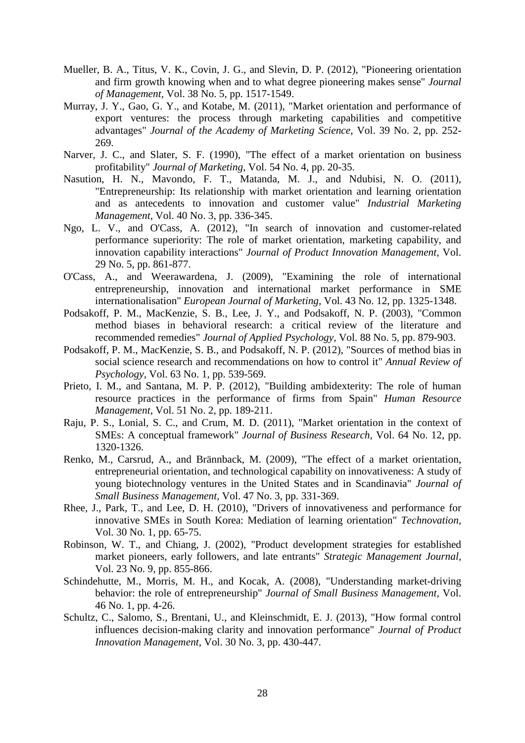Mueller, B. A., Titus, V. K., Covin, J. G., and Slevin, D. P. (2012), "Pioneering orientation and firm growth knowing when and to what degree pioneering makes sense" *Journal of Management,* Vol. 38 No. 5, pp. 1517-1549.

Murray, J. Y., Gao, G. Y., and Kotabe, M. (2011), "Market orientation and performance of export ventures: the process through marketing capabilities and competitive advantages" *Journal of the Academy of Marketing Science,* Vol. 39 No. 2, pp. 252-269.

Narver, J. C., and Slater, S. F. (1990), "The effect of a market orientation on business profitability" *Journal of Marketing,* Vol. 54 No. 4, pp. 20-35.

Nasution, H. N., Mavondo, F. T., Matanda, M. J., and Ndubisi, N. O. (2011), "Entrepreneurship: Its relationship with market orientation and learning orientation and as antecedents to innovation and customer value" *Industrial Marketing Management,* Vol. 40 No. 3, pp. 336-345.

Ngo, L. V., and O'Cass, A. (2012), "In search of innovation and customer-related performance superiority: The role of market orientation, marketing capability, and innovation capability interactions" *Journal of Product Innovation Management,* Vol. 29 No. 5, pp. 861-877.

O'Cass, A., and Weerawardena, J. (2009), "Examining the role of international entrepreneurship, innovation and international market performance in SME internationalisation" *European Journal of Marketing,* Vol. 43 No. 12, pp. 1325-1348.

Podsakoff, P. M., MacKenzie, S. B., Lee, J. Y., and Podsakoff, N. P. (2003), "Common method biases in behavioral research: a critical review of the literature and recommended remedies" *Journal of Applied Psychology,* Vol. 88 No. 5, pp. 879-903.

Podsakoff, P. M., MacKenzie, S. B., and Podsakoff, N. P. (2012), "Sources of method bias in social science research and recommendations on how to control it" *Annual Review of Psychology,* Vol. 63 No. 1, pp. 539-569.

Prieto, I. M., and Santana, M. P. P. (2012), "Building ambidexterity: The role of human resource practices in the performance of firms from Spain" *Human Resource Management,* Vol. 51 No. 2, pp. 189-211.

Raju, P. S., Lonial, S. C., and Crum, M. D. (2011), "Market orientation in the context of SMEs: A conceptual framework" *Journal of Business Research,* Vol. 64 No. 12, pp. 1320-1326.

Renko, M., Carsrud, A., and Brännback, M. (2009), "The effect of a market orientation, entrepreneurial orientation, and technological capability on innovativeness: A study of young biotechnology ventures in the United States and in Scandinavia" *Journal of Small Business Management,* Vol. 47 No. 3, pp. 331-369.

Rhee, J., Park, T., and Lee, D. H. (2010), "Drivers of innovativeness and performance for innovative SMEs in South Korea: Mediation of learning orientation" *Technovation,* Vol. 30 No. 1, pp. 65-75.

Robinson, W. T., and Chiang, J. (2002), "Product development strategies for established market pioneers, early followers, and late entrants" *Strategic Management Journal,* Vol. 23 No. 9, pp. 855-866.

Schindehutte, M., Morris, M. H., and Kocak, A. (2008), "Understanding market-driving behavior: the role of entrepreneurship" *Journal of Small Business Management,* Vol. 46 No. 1, pp. 4-26.

Schultz, C., Salomo, S., Brentani, U., and Kleinschmidt, E. J. (2013), "How formal control influences decision-making clarity and innovation performance" *Journal of Product Innovation Management,* Vol. 30 No. 3, pp. 430-447.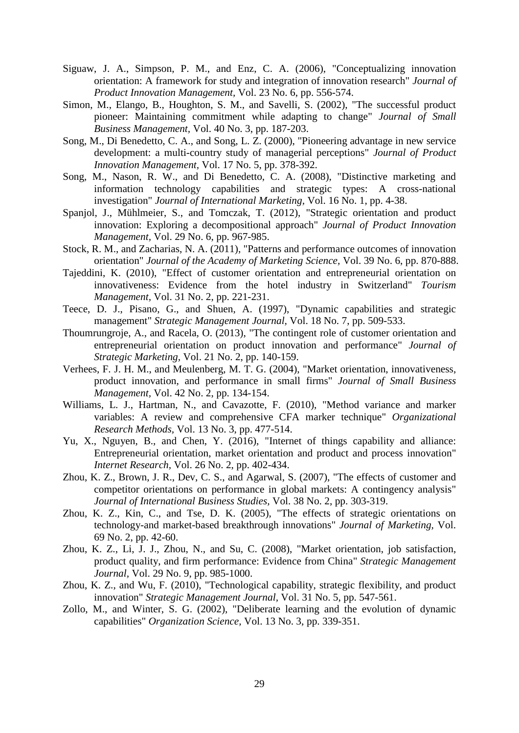Siguaw, J. A., Simpson, P. M., and Enz, C. A. (2006), "Conceptualizing innovation orientation: A framework for study and integration of innovation research" *Journal of Product Innovation Management*, Vol. 23 No. 6, pp. 556-574.

Simon, M., Elango, B., Houghton, S. M., and Savelli, S. (2002), "The successful product pioneer: Maintaining commitment while adapting to change" *Journal of Small Business Management*, Vol. 40 No. 3, pp. 187-203.

Song, M., Di Benedetto, C. A., and Song, L. Z. (2000), "Pioneering advantage in new service development: a multi-country study of managerial perceptions" *Journal of Product Innovation Management,* Vol. 17 No. 5, pp. 378-392.

Song, M., Nason, R. W., and Di Benedetto, C. A. (2008), "Distinctive marketing and information technology capabilities and strategic types: A cross-national investigation" *Journal of International Marketing*, Vol. 16 No. 1, pp. 4-38.

Spanjol, J., Mühlmeier, S., and Tomczak, T. (2012), "Strategic orientation and product innovation: Exploring a decompositional approach" *Journal of Product Innovation Management*, Vol. 29 No. 6, pp. 967-985.

Stock, R. M., and Zacharias, N. A. (2011), "Patterns and performance outcomes of innovation orientation" *Journal of the Academy of Marketing Science,* Vol. 39 No. 6, pp. 870-888.

Tajeddini, K. (2010), "Effect of customer orientation and entrepreneurial orientation on innovativeness: Evidence from the hotel industry in Switzerland" *Tourism Management*, Vol. 31 No. 2, pp. 221-231.

Teece, D. J., Pisano, G., and Shuen, A. (1997), "Dynamic capabilities and strategic management" *Strategic Management Journal,* Vol. 18 No. 7, pp. 509-533.

Thoumrungroje, A., and Racela, O. (2013), "The contingent role of customer orientation and entrepreneurial orientation on product innovation and performance" *Journal of Strategic Marketing*, Vol. 21 No. 2, pp. 140-159.

Verhees, F. J. H. M., and Meulenberg, M. T. G. (2004), "Market orientation, innovativeness, product innovation, and performance in small firms" *Journal of Small Business Management*, Vol. 42 No. 2, pp. 134-154.

Williams, L. J., Hartman, N., and Cavazotte, F. (2010), "Method variance and marker variables: A review and comprehensive CFA marker technique" *Organizational Research Methods*, Vol. 13 No. 3, pp. 477-514.

Yu, X., Nguyen, B., and Chen, Y. (2016), "Internet of things capability and alliance: Entrepreneurial orientation, market orientation and product and process innovation" *Internet Research*, Vol. 26 No. 2, pp. 402-434.

Zhou, K. Z., Brown, J. R., Dev, C. S., and Agarwal, S. (2007), "The effects of customer and competitor orientations on performance in global markets: A contingency analysis" *Journal of International Business Studies*, Vol. 38 No. 2, pp. 303-319.

Zhou, K. Z., Kin, C., and Tse, D. K. (2005), "The effects of strategic orientations on technology-and market-based breakthrough innovations" *Journal of Marketing*, Vol. 69 No. 2, pp. 42-60.

Zhou, K. Z., Li, J. J., Zhou, N., and Su, C. (2008), "Market orientation, job satisfaction, product quality, and firm performance: Evidence from China" *Strategic Management Journal,* Vol. 29 No. 9, pp. 985-1000.

Zhou, K. Z., and Wu, F. (2010), "Technological capability, strategic flexibility, and product innovation" *Strategic Management Journal*, Vol. 31 No. 5, pp. 547-561.

Zollo, M., and Winter, S. G. (2002), "Deliberate learning and the evolution of dynamic capabilities" *Organization Science,* Vol. 13 No. 3, pp. 339-351.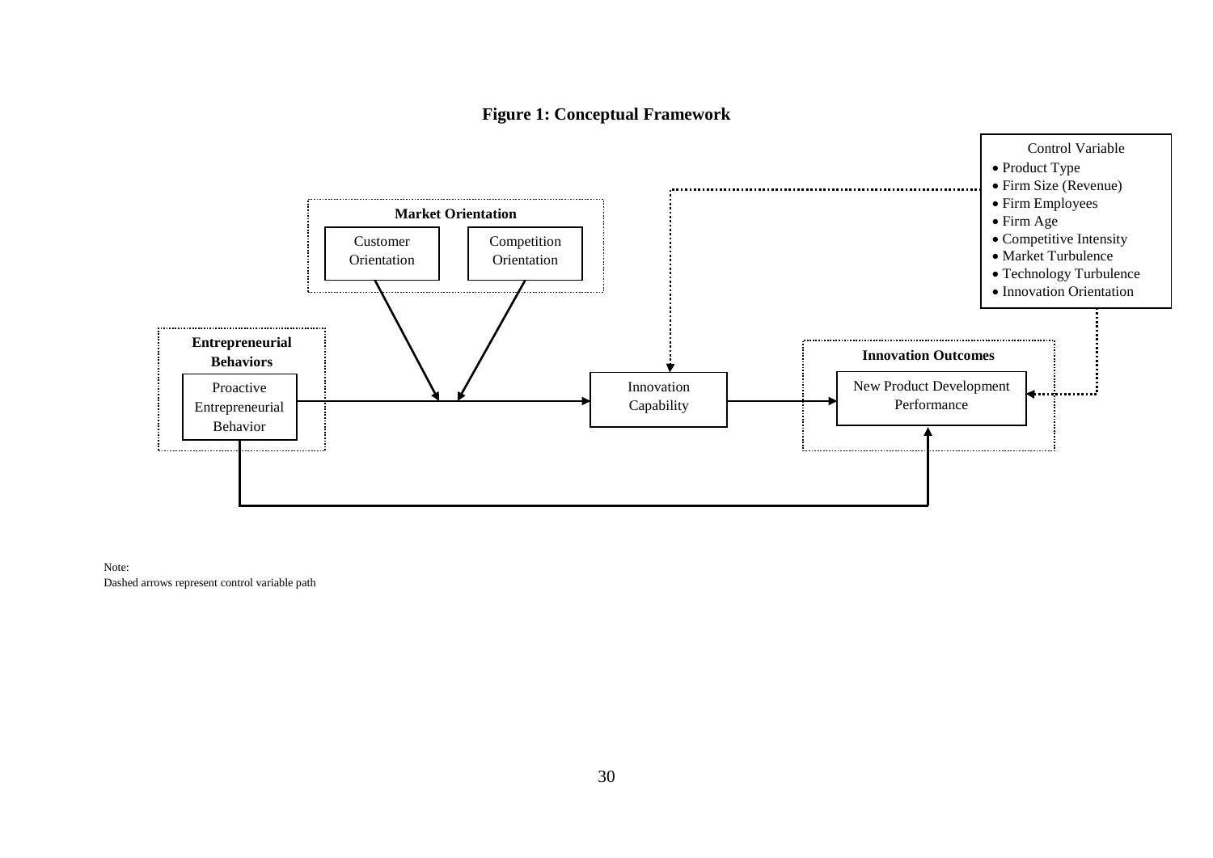**Figure 1: Conceptual Framework**

Control Variable

- Product Type
- Firm Size (Revenue)
- Firm Employees
- Firm Age
- Competitive Intensity
- Market Turbulence
- Technology Turbulence
- Innovation Orientation

**Market Orientation**

Customer Orientation

Competition Orientation

**Entrepreneurial Behaviors**

Proactive Entrepreneurial Behavior

Innovation Capability

**Innovation Outcomes**

New Product Development Performance

Note:
Dashed arrows represent control variable path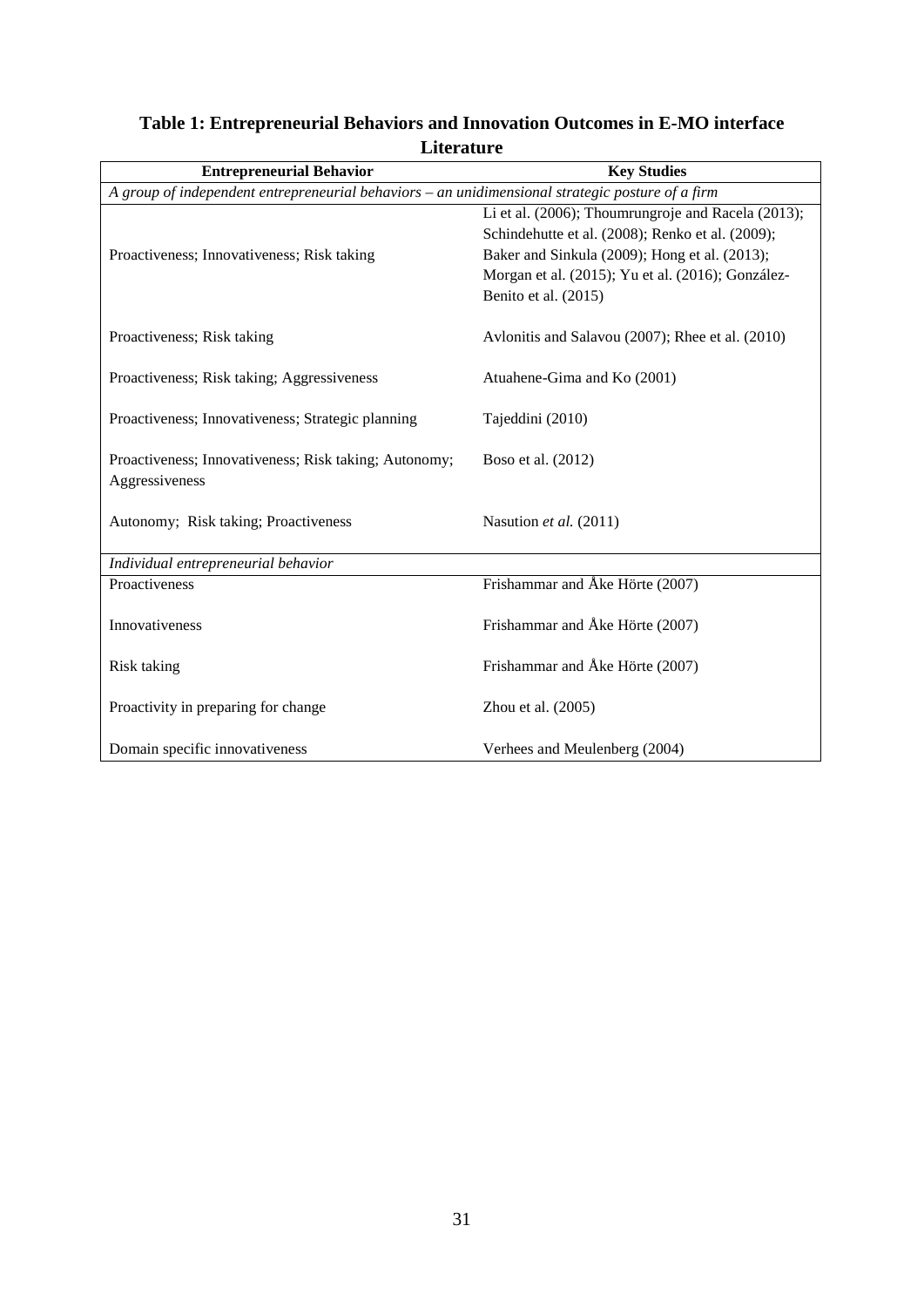**Table 1: Entrepreneurial Behaviors and Innovation Outcomes in E-MO interface Literature**

| Entrepreneurial Behavior | Key Studies |
|---|---|
| *A group of independent entrepreneurial behaviors – an unidimensional strategic posture of a firm* | |
| Proactiveness; Innovativeness; Risk taking | Li et al. (2006); Thoumrungroje and Racela (2013); Schindehutte et al. (2008); Renko et al. (2009); Baker and Sinkula (2009); Hong et al. (2013); Morgan et al. (2015); Yu et al. (2016); González-Benito et al. (2015) |
| Proactiveness; Risk taking | Avlonitis and Salavou (2007); Rhee et al. (2010) |
| Proactiveness; Risk taking; Aggressiveness | Atuahene-Gima and Ko (2001) |
| Proactiveness; Innovativeness; Strategic planning | Tajeddini (2010) |
| Proactiveness; Innovativeness; Risk taking; Autonomy; Aggressiveness | Boso et al. (2012) |
| Autonomy; Risk taking; Proactiveness | Nasution *et al.* (2011) |
| *Individual entrepreneurial behavior* | |
| Proactiveness | Frishammar and Åke Hörte (2007) |
| Innovativeness | Frishammar and Åke Hörte (2007) |
| Risk taking | Frishammar and Åke Hörte (2007) |
| Proactivity in preparing for change | Zhou et al. (2005) |
| Domain specific innovativeness | Verhees and Meulenberg (2004) |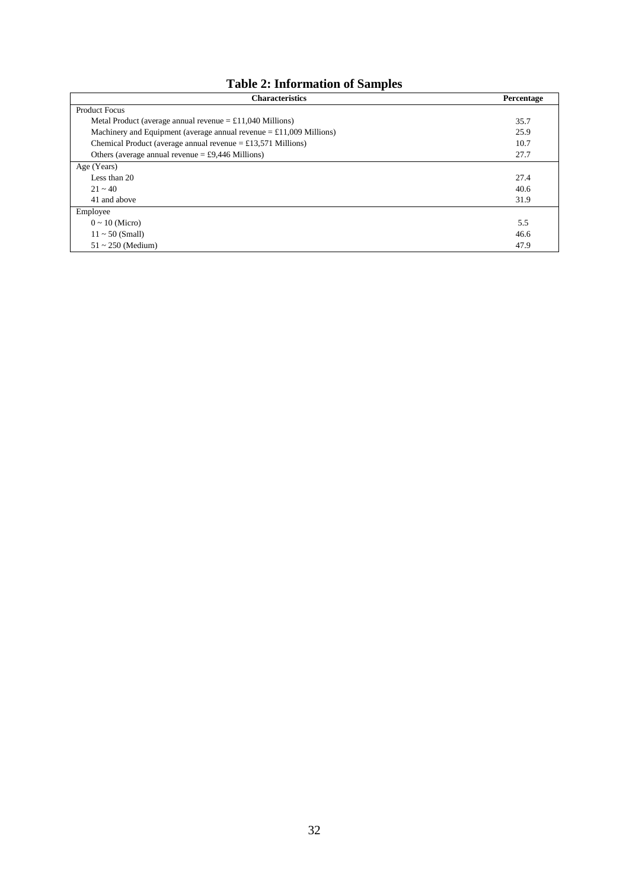# Table 2: Information of Samples

| Characteristics | Percentage |
|---|---|
| Product Focus | |
| Metal Product (average annual revenue = £11,040 Millions) | 35.7 |
| Machinery and Equipment (average annual revenue = £11,009 Millions) | 25.9 |
| Chemical Product (average annual revenue = £13,571 Millions) | 10.7 |
| Others (average annual revenue = £9,446 Millions) | 27.7 |
| Age (Years) | |
| Less than 20 | 27.4 |
| 21 ~ 40 | 40.6 |
| 41 and above | 31.9 |
| Employee | |
| 0 ~ 10 (Micro) | 5.5 |
| 11 ~ 50 (Small) | 46.6 |
| 51 ~ 250 (Medium) | 47.9 |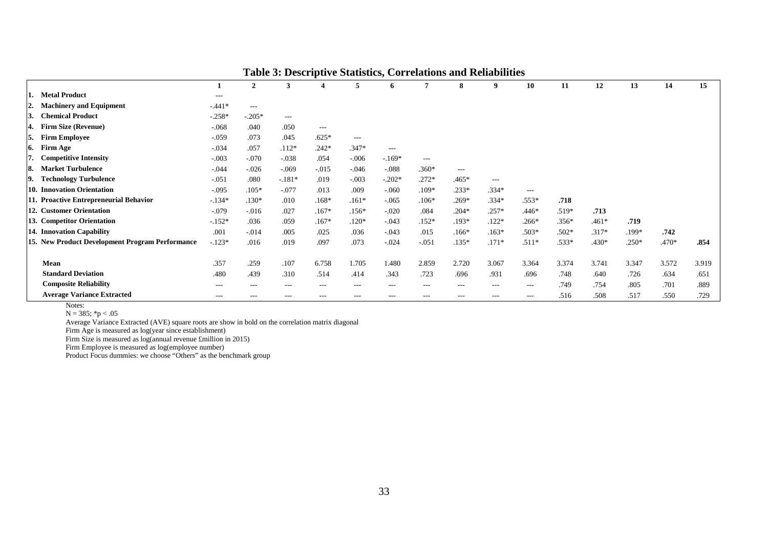**Table 3: Descriptive Statistics, Correlations and Reliabilities**

| | 1 | 2 | 3 | 4 | 5 | 6 | 7 | 8 | 9 | 10 | 11 | 12 | 13 | 14 | 15 |
|---|---|---|---|---|---|---|---|---|---|---|---|---|---|---|---|
| 1. Metal Product | --- | | | | | | | | | | | | | | |
| 2. Machinery and Equipment | -.441* | --- | | | | | | | | | | | | | |
| 3. Chemical Product | -.258* | -.205* | --- | | | | | | | | | | | | |
| 4. Firm Size (Revenue) | -.068 | .040 | .050 | --- | | | | | | | | | | | |
| 5. Firm Employee | -.059 | .073 | .045 | .625* | --- | | | | | | | | | | |
| 6. Firm Age | -.034 | .057 | .112* | .242* | .347* | --- | | | | | | | | | |
| 7. Competitive Intensity | -.003 | -.070 | -.038 | .054 | -.006 | -.169* | --- | | | | | | | | |
| 8. Market Turbulence | -.044 | -.026 | -.069 | -.015 | -.046 | -.088 | .360* | --- | | | | | | | |
| 9. Technology Turbulence | -.051 | .080 | -.181* | .019 | -.003 | -.202* | .272* | .465* | --- | | | | | | |
| 10. Innovation Orientation | -.095 | .105* | -.077 | .013 | .009 | -.060 | .109* | .233* | .334* | --- | | | | | |
| 11. Proactive Entrepreneurial Behavior | -.134* | .130* | .010 | .168* | .161* | -.065 | .106* | .269* | .334* | .553* | **.718** | | | | |
| 12. Customer Orientation | -.079 | -.016 | .027 | .167* | .156* | -.020 | .084 | .204* | .257* | .446* | .519* | **.713** | | | |
| 13. Competitor Orientation | -.152* | .036 | .059 | .167* | .120* | -.043 | .152* | .193* | .122* | .266* | .356* | .461* | **.719** | | |
| 14. Innovation Capability | .001 | -.014 | .005 | .025 | .036 | -.043 | .015 | .166* | .163* | .503* | .502* | .317* | .199* | **.742** | |
| 15. New Product Development Program Performance | -.123* | .016 | .019 | .097 | .073 | -.024 | -.051 | .135* | .171* | .511* | .533* | .430* | .250* | .470* | **.854** |
| Mean | .357 | .259 | .107 | 6.758 | 1.705 | 1.480 | 2.859 | 2.720 | 3.067 | 3.364 | 3.374 | 3.741 | 3.347 | 3.572 | 3.919 |
| Standard Deviation | .480 | .439 | .310 | .514 | .414 | .343 | .723 | .696 | .931 | .696 | .748 | .640 | .726 | .634 | .651 |
| Composite Reliability | --- | --- | --- | --- | --- | --- | --- | --- | --- | --- | .749 | .754 | .805 | .701 | .889 |
| Average Variance Extracted | --- | --- | --- | --- | --- | --- | --- | --- | --- | --- | .516 | .508 | .517 | .550 | .729 |

Notes:
N = 385; $^*p < .05$
Average Variance Extracted (AVE) square roots are show in bold on the correlation matrix diagonal
Firm Age is measured as log(year since establishment)
Firm Size is measured as log(annual revenue £million in 2015)
Firm Employee is measured as log(employee number)
Product Focus dummies: we choose "Others" as the benchmark group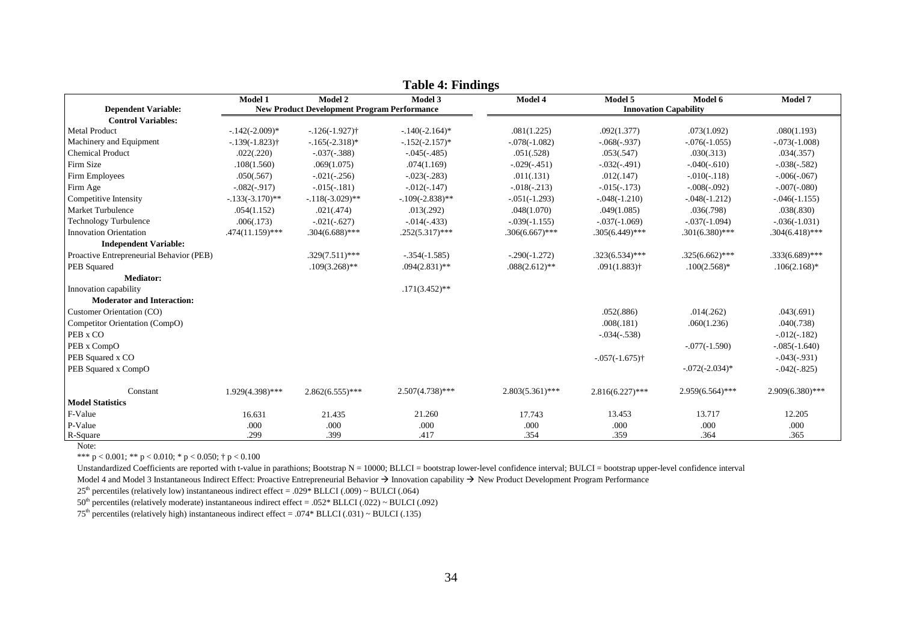# Table 4: Findings

| Dependent Variable: | Model 1 | Model 2 | Model 3 | Model 4 | Model 5 | Model 6 | Model 7 |
|---|---|---|---|---|---|---|---|
| | New Product Development Program Performance | | | Innovation Capability | | | |
| **Control Variables:** | | | | | | | |
| Metal Product | -.142(-2.009)* | -.126(-1.927)† | -.140(-2.164)* | .081(1.225) | .092(1.377) | .073(1.092) | .080(1.193) |
| Machinery and Equipment | -.139(-1.823)† | -.165(-2.318)* | -.152(-2.157)* | -.078(-1.082) | -.068(-.937) | -.076(-1.055) | -.073(-1.008) |
| Chemical Product | .022(.220) | -.037(-.388) | -.045(-.485) | .051(.528) | .053(.547) | .030(.313) | .034(.357) |
| Firm Size | .108(1.560) | .069(1.075) | .074(1.169) | -.029(-.451) | -.032(-.491) | -.040(-.610) | -.038(-.582) |
| Firm Employees | .050(.567) | -.021(-.256) | -.023(-.283) | .011(.131) | .012(.147) | -.010(-.118) | -.006(-.067) |
| Firm Age | -.082(-.917) | -.015(-.181) | -.012(-.147) | -.018(-.213) | -.015(-.173) | -.008(-.092) | -.007(-.080) |
| Competitive Intensity | -.133(-3.170)** | -.118(-3.029)** | -.109(-2.838)** | -.051(-1.293) | -.048(-1.210) | -.048(-1.212) | -.046(-1.155) |
| Market Turbulence | .054(1.152) | .021(.474) | .013(.292) | .048(1.070) | .049(1.085) | .036(.798) | .038(.830) |
| Technology Turbulence | .006(.173) | -.021(-.627) | -.014(-.433) | -.039(-1.155) | -.037(-1.069) | -.037(-1.094) | -.036(-1.031) |
| Innovation Orientation | .474(11.159)*** | .304(6.688)*** | .252(5.317)*** | .306(6.667)*** | .305(6.449)*** | .301(6.380)*** | .304(6.418)*** |
| **Independent Variable:** | | | | | | | |
| Proactive Entrepreneurial Behavior (PEB) | | .329(7.511)*** | -.354(-1.585) | -.290(-1.272) | .323(6.534)*** | .325(6.662)*** | .333(6.689)*** |
| PEB Squared | | .109(3.268)** | .094(2.831)** | .088(2.612)** | .091(1.883)† | .100(2.568)* | .106(2.168)* |
| **Mediator:** | | | | | | | |
| Innovation capability | | | .171(3.452)** | | | | |
| **Moderator and Interaction:** | | | | | | | |
| Customer Orientation (CO) | | | | | .052(.886) | .014(.262) | .043(.691) |
| Competitor Orientation (CompO) | | | | | .008(.181) | .060(1.236) | .040(.738) |
| PEB x CO | | | | | -.034(-.538) | | -.012(-.182) |
| PEB x CompO | | | | | | -.077(-1.590) | -.085(-1.640) |
| PEB Squared x CO | | | | | -.057(-1.675)† | | -.043(-.931) |
| PEB Squared x CompO | | | | | | -.072(-2.034)* | -.042(-.825) |
| Constant | 1.929(4.398)*** | 2.862(6.555)*** | 2.507(4.738)*** | 2.803(5.361)*** | 2.816(6.227)*** | 2.959(6.564)*** | 2.909(6.380)*** |
| **Model Statistics** | | | | | | | |
| F-Value | 16.631 | 21.435 | 21.260 | 17.743 | 13.453 | 13.717 | 12.205 |
| P-Value | .000 | .000 | .000 | .000 | .000 | .000 | .000 |
| R-Square | .299 | .399 | .417 | .354 | .359 | .364 | .365 |

Note:

*** $p < 0.001$; ** $p < 0.010$; * $p < 0.050$; † $p < 0.100$

Unstandardized Coefficients are reported with t-value in parathions; Bootstrap N = 10000; BLLCI = bootstrap lower-level confidence interval; BULCI = bootstrap upper-level confidence interval

Model 4 and Model 3 Instantaneous Indirect Effect: Proactive Entrepreneurial Behavior → Innovation capability → New Product Development Program Performance

25th percentiles (relatively low) instantaneous indirect effect = .029* BLLCI (.009) ~ BULCI (.064)

50th percentiles (relatively moderate) instantaneous indirect effect = .052* BLLCI (.022) ~ BULCI (.092)

75th percentiles (relatively high) instantaneous indirect effect = .074* BLLCI (.031) ~ BULCI (.135)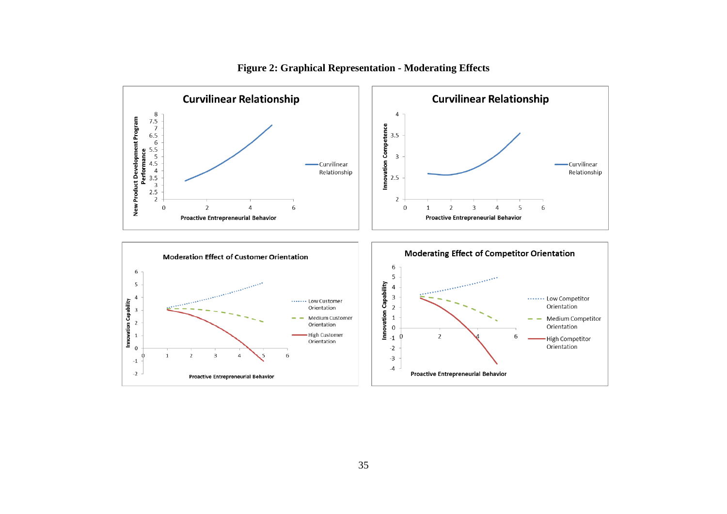**Figure 2: Graphical Representation - Moderating Effects**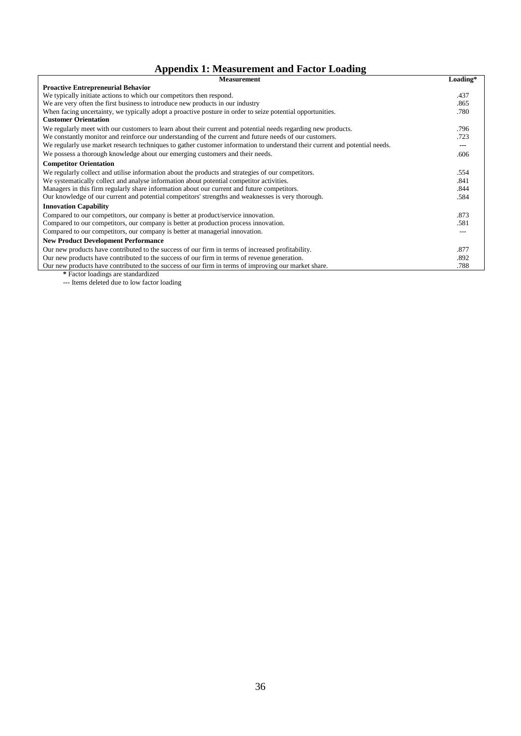# Appendix 1: Measurement and Factor Loading

| Measurement | Loading* |
|---|---|
| **Proactive Entrepreneurial Behavior** | |
| We typically initiate actions to which our competitors then respond. | .437 |
| We are very often the first business to introduce new products in our industry | .865 |
| When facing uncertainty, we typically adopt a proactive posture in order to seize potential opportunities. | .780 |
| **Customer Orientation** | |
| We regularly meet with our customers to learn about their current and potential needs regarding new products. | .796 |
| We constantly monitor and reinforce our understanding of the current and future needs of our customers. | .723 |
| We regularly use market research techniques to gather customer information to understand their current and potential needs. | --- |
| We possess a thorough knowledge about our emerging customers and their needs. | .606 |
| **Competitor Orientation** | |
| We regularly collect and utilise information about the products and strategies of our competitors. | .554 |
| We systematically collect and analyse information about potential competitor activities. | .841 |
| Managers in this firm regularly share information about our current and future competitors. | .844 |
| Our knowledge of our current and potential competitors' strengths and weaknesses is very thorough. | .584 |
| **Innovation Capability** | |
| Compared to our competitors, our company is better at product/service innovation. | .873 |
| Compared to our competitors, our company is better at production process innovation. | .581 |
| Compared to our competitors, our company is better at managerial innovation. | --- |
| **New Product Development Performance** | |
| Our new products have contributed to the success of our firm in terms of increased profitability. | .877 |
| Our new products have contributed to the success of our firm in terms of revenue generation. | .892 |
| Our new products have contributed to the success of our firm in terms of improving our market share. | .788 |

\* Factor loadings are standardized

--- Items deleted due to low factor loading